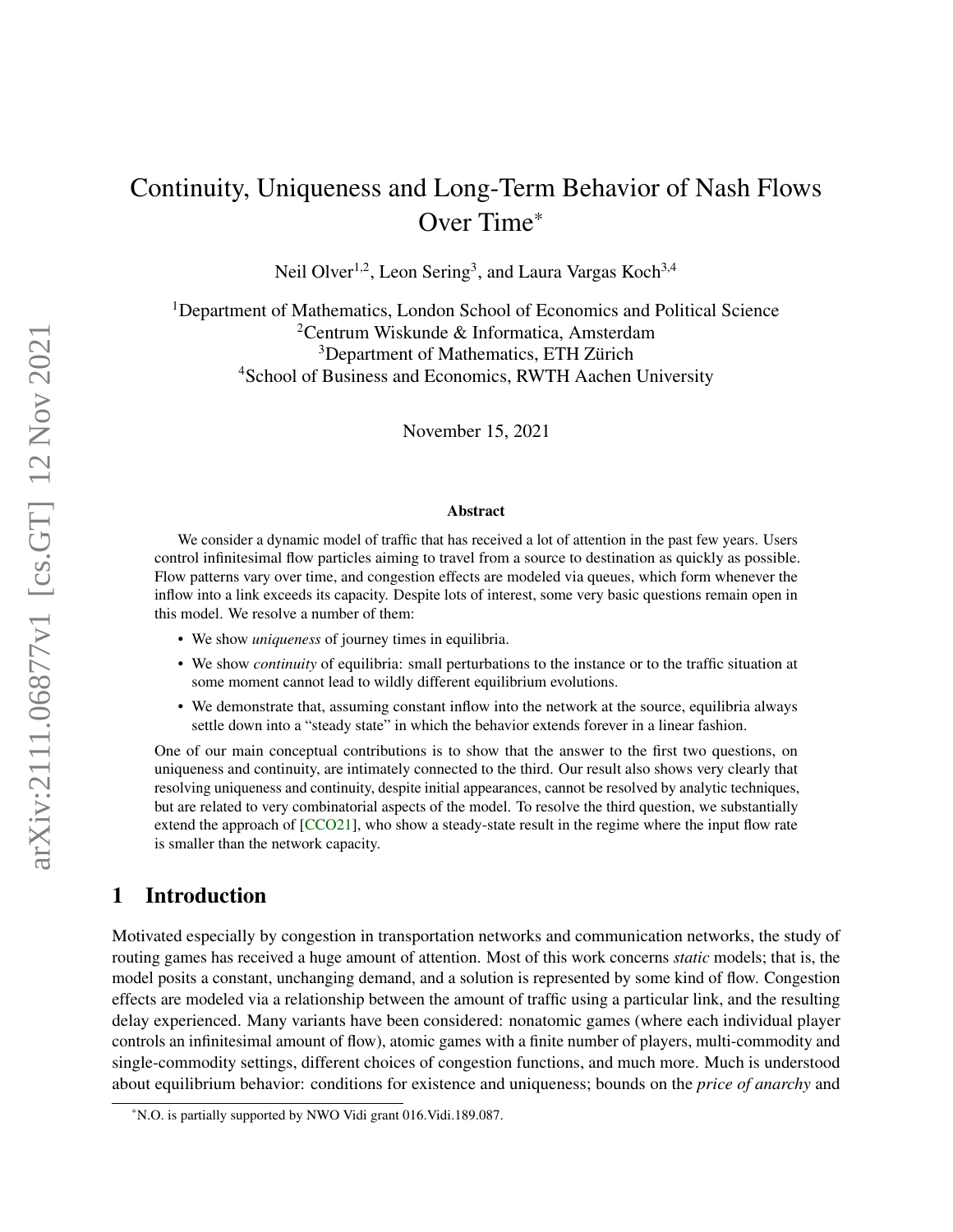# Continuity, Uniqueness and Long-Term Behavior of Nash Flows Over Time*

Neil Olver[1,2], Leon Sering[3], and Laura Vargas Koch[3,4]

[1]Department of Mathematics, London School of Economics and Political Science
[2]Centrum Wiskunde & Informatica, Amsterdam
[3]Department of Mathematics, ETH Zürich
[4]School of Business and Economics, RWTH Aachen University

November 15, 2021

**Abstract**

We consider a dynamic model of traffic that has received a lot of attention in the past few years. Users control infinitesimal flow particles aiming to travel from a source to destination as quickly as possible. Flow patterns vary over time, and congestion effects are modeled via queues, which form whenever the inflow into a link exceeds its capacity. Despite lots of interest, some very basic questions remain open in this model. We resolve a number of them:

- We show *uniqueness* of journey times in equilibria.
- We show *continuity* of equilibria: small perturbations to the instance or to the traffic situation at some moment cannot lead to wildly different equilibrium evolutions.
- We demonstrate that, assuming constant inflow into the network at the source, equilibria always settle down into a "steady state" in which the behavior extends forever in a linear fashion.

One of our main conceptual contributions is to show that the answer to the first two questions, on uniqueness and continuity, are intimately connected to the third. Our result also shows very clearly that resolving uniqueness and continuity, despite initial appearances, cannot be resolved by analytic techniques, but are related to very combinatorial aspects of the model. To resolve the third question, we substantially extend the approach of [CCO21], who show a steady-state result in the regime where the input flow rate is smaller than the network capacity.

## 1 Introduction

Motivated especially by congestion in transportation networks and communication networks, the study of routing games has received a huge amount of attention. Most of this work concerns *static* models; that is, the model posits a constant, unchanging demand, and a solution is represented by some kind of flow. Congestion effects are modeled via a relationship between the amount of traffic using a particular link, and the resulting delay experienced. Many variants have been considered: nonatomic games (where each individual player controls an infinitesimal amount of flow), atomic games with a finite number of players, multi-commodity and single-commodity settings, different choices of congestion functions, and much more. Much is understood about equilibrium behavior: conditions for existence and uniqueness; bounds on the *price of anarchy* and

*N.O. is partially supported by NWO Vidi grant 016.Vidi.189.087.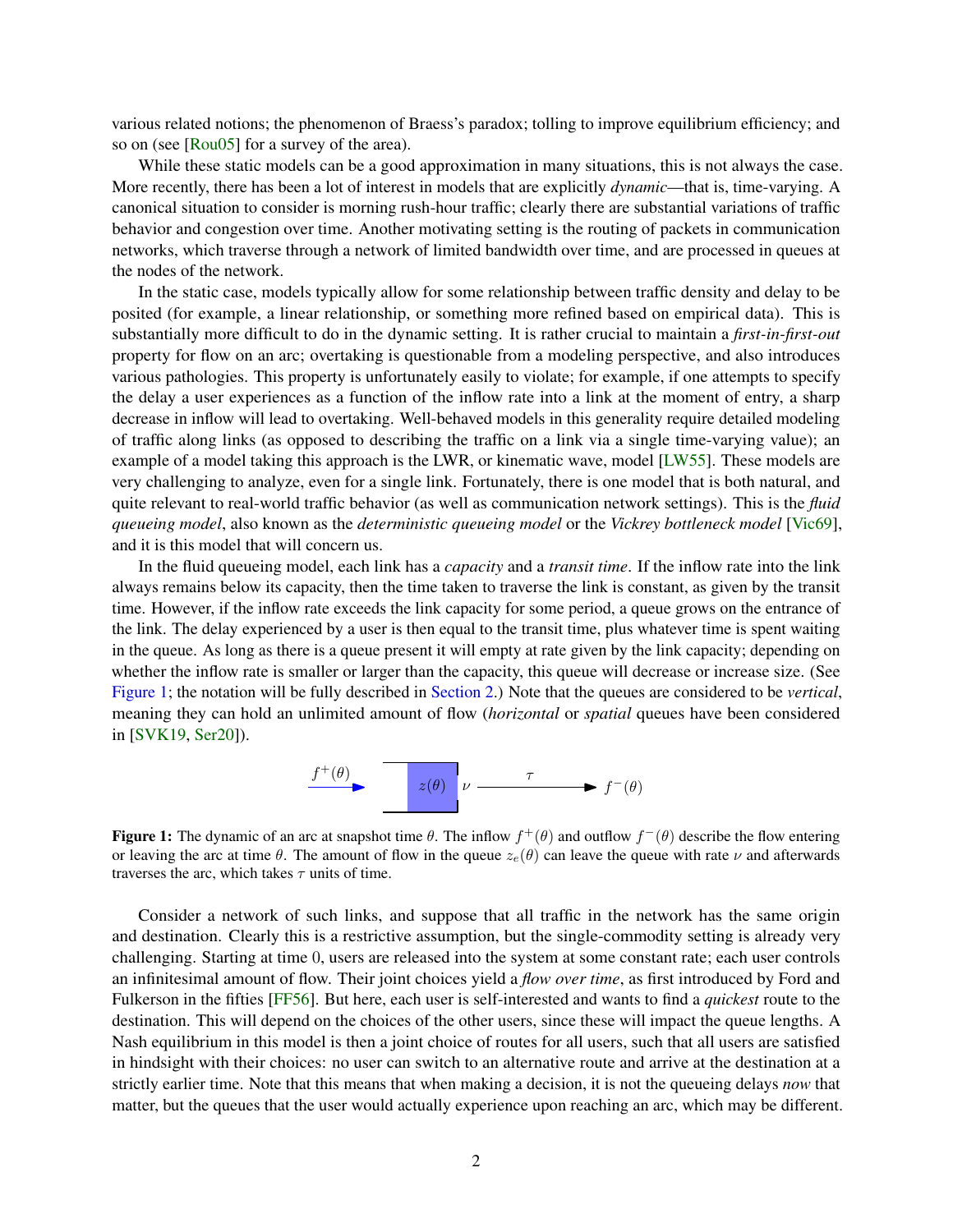various related notions; the phenomenon of Braess's paradox; tolling to improve equilibrium efficiency; and so on (see [Rou05] for a survey of the area).

While these static models can be a good approximation in many situations, this is not always the case. More recently, there has been a lot of interest in models that are explicitly *dynamic*—that is, time-varying. A canonical situation to consider is morning rush-hour traffic; clearly there are substantial variations of traffic behavior and congestion over time. Another motivating setting is the routing of packets in communication networks, which traverse through a network of limited bandwidth over time, and are processed in queues at the nodes of the network.

In the static case, models typically allow for some relationship between traffic density and delay to be posited (for example, a linear relationship, or something more refined based on empirical data). This is substantially more difficult to do in the dynamic setting. It is rather crucial to maintain a *first-in-first-out* property for flow on an arc; overtaking is questionable from a modeling perspective, and also introduces various pathologies. This property is unfortunately easily to violate; for example, if one attempts to specify the delay a user experiences as a function of the inflow rate into a link at the moment of entry, a sharp decrease in inflow will lead to overtaking. Well-behaved models in this generality require detailed modeling of traffic along links (as opposed to describing the traffic on a link via a single time-varying value); an example of a model taking this approach is the LWR, or kinematic wave, model [LW55]. These models are very challenging to analyze, even for a single link. Fortunately, there is one model that is both natural, and quite relevant to real-world traffic behavior (as well as communication network settings). This is the *fluid queueing model*, also known as the *deterministic queueing model* or the *Vickrey bottleneck model* [Vic69], and it is this model that will concern us.

In the fluid queueing model, each link has a *capacity* and a *transit time*. If the inflow rate into the link always remains below its capacity, then the time taken to traverse the link is constant, as given by the transit time. However, if the inflow rate exceeds the link capacity for some period, a queue grows on the entrance of the link. The delay experienced by a user is then equal to the transit time, plus whatever time is spent waiting in the queue. As long as there is a queue present it will empty at rate given by the link capacity; depending on whether the inflow rate is smaller or larger than the capacity, this queue will decrease or increase size. (See Figure 1; the notation will be fully described in Section 2.) Note that the queues are considered to be *vertical*, meaning they can hold an unlimited amount of flow (*horizontal* or *spatial* queues have been considered in [SVK19, Ser20]).

**Figure 1:** The dynamic of an arc at snapshot time $\theta$. The inflow $f^+(\theta)$ and outflow $f^-(\theta)$ describe the flow entering or leaving the arc at time $\theta$. The amount of flow in the queue $z_e(\theta)$ can leave the queue with rate $\nu$ and afterwards traverses the arc, which takes $\tau$ units of time.

Consider a network of such links, and suppose that all traffic in the network has the same origin and destination. Clearly this is a restrictive assumption, but the single-commodity setting is already very challenging. Starting at time 0, users are released into the system at some constant rate; each user controls an infinitesimal amount of flow. Their joint choices yield a *flow over time*, as first introduced by Ford and Fulkerson in the fifties [FF56]. But here, each user is self-interested and wants to find a *quickest* route to the destination. This will depend on the choices of the other users, since these will impact the queue lengths. A Nash equilibrium in this model is then a joint choice of routes for all users, such that all users are satisfied in hindsight with their choices: no user can switch to an alternative route and arrive at the destination at a strictly earlier time. Note that this means that when making a decision, it is not the queueing delays *now* that matter, but the queues that the user would actually experience upon reaching an arc, which may be different.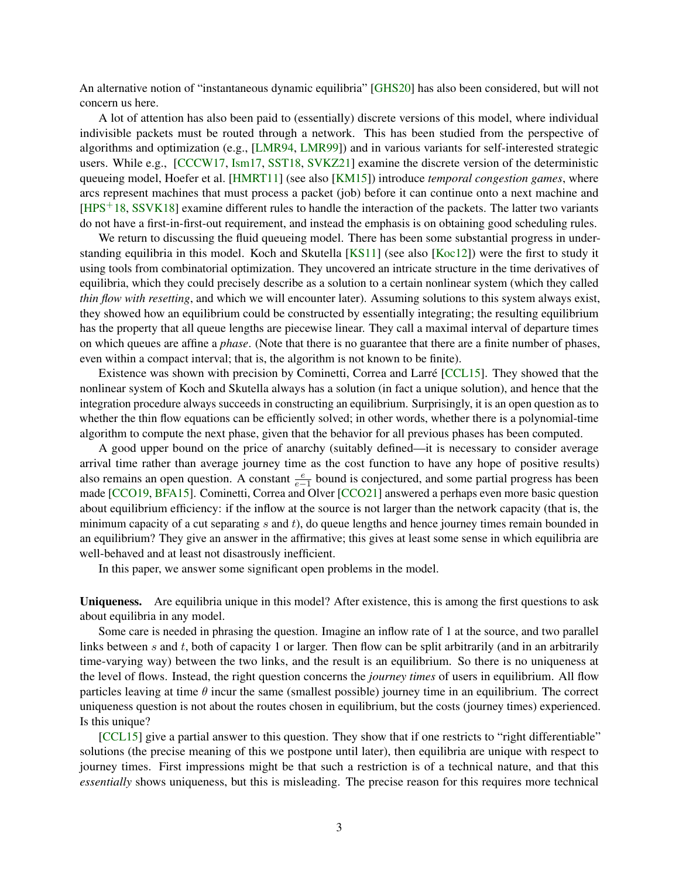An alternative notion of "instantaneous dynamic equilibria" [GHS20] has also been considered, but will not concern us here.

A lot of attention has also been paid to (essentially) discrete versions of this model, where individual indivisible packets must be routed through a network. This has been studied from the perspective of algorithms and optimization (e.g., [LMR94, LMR99]) and in various variants for self-interested strategic users. While e.g., [CCCW17, Ism17, SST18, SVKZ21] examine the discrete version of the deterministic queueing model, Hoefer et al. [HMRT11] (see also [KM15]) introduce *temporal congestion games*, where arcs represent machines that must process a packet (job) before it can continue onto a next machine and [HPS+18, SSVK18] examine different rules to handle the interaction of the packets. The latter two variants do not have a first-in-first-out requirement, and instead the emphasis is on obtaining good scheduling rules.

We return to discussing the fluid queueing model. There has been some substantial progress in understanding equilibria in this model. Koch and Skutella [KS11] (see also [Koc12]) were the first to study it using tools from combinatorial optimization. They uncovered an intricate structure in the time derivatives of equilibria, which they could precisely describe as a solution to a certain nonlinear system (which they called *thin flow with resetting*, and which we will encounter later). Assuming solutions to this system always exist, they showed how an equilibrium could be constructed by essentially integrating; the resulting equilibrium has the property that all queue lengths are piecewise linear. They call a maximal interval of departure times on which queues are affine a *phase*. (Note that there is no guarantee that there are a finite number of phases, even within a compact interval; that is, the algorithm is not known to be finite).

Existence was shown with precision by Cominetti, Correa and Larré [CCL15]. They showed that the nonlinear system of Koch and Skutella always has a solution (in fact a unique solution), and hence that the integration procedure always succeeds in constructing an equilibrium. Surprisingly, it is an open question as to whether the thin flow equations can be efficiently solved; in other words, whether there is a polynomial-time algorithm to compute the next phase, given that the behavior for all previous phases has been computed.

A good upper bound on the price of anarchy (suitably defined—it is necessary to consider average arrival time rather than average journey time as the cost function to have any hope of positive results) also remains an open question. A constant $\frac{e}{e-1}$ bound is conjectured, and some partial progress has been made [CCO19, BFA15]. Cominetti, Correa and Olver [CCO21] answered a perhaps even more basic question about equilibrium efficiency: if the inflow at the source is not larger than the network capacity (that is, the minimum capacity of a cut separating $s$ and $t$), do queue lengths and hence journey times remain bounded in an equilibrium? They give an answer in the affirmative; this gives at least some sense in which equilibria are well-behaved and at least not disastrously inefficient.

In this paper, we answer some significant open problems in the model.

**Uniqueness.** Are equilibria unique in this model? After existence, this is among the first questions to ask about equilibria in any model.

Some care is needed in phrasing the question. Imagine an inflow rate of 1 at the source, and two parallel links between $s$ and $t$, both of capacity 1 or larger. Then flow can be split arbitrarily (and in an arbitrarily time-varying way) between the two links, and the result is an equilibrium. So there is no uniqueness at the level of flows. Instead, the right question concerns the *journey times* of users in equilibrium. All flow particles leaving at time $\theta$ incur the same (smallest possible) journey time in an equilibrium. The correct uniqueness question is not about the routes chosen in equilibrium, but the costs (journey times) experienced. Is this unique?

[CCL15] give a partial answer to this question. They show that if one restricts to "right differentiable" solutions (the precise meaning of this we postpone until later), then equilibria are unique with respect to journey times. First impressions might be that such a restriction is of a technical nature, and that this *essentially* shows uniqueness, but this is misleading. The precise reason for this requires more technical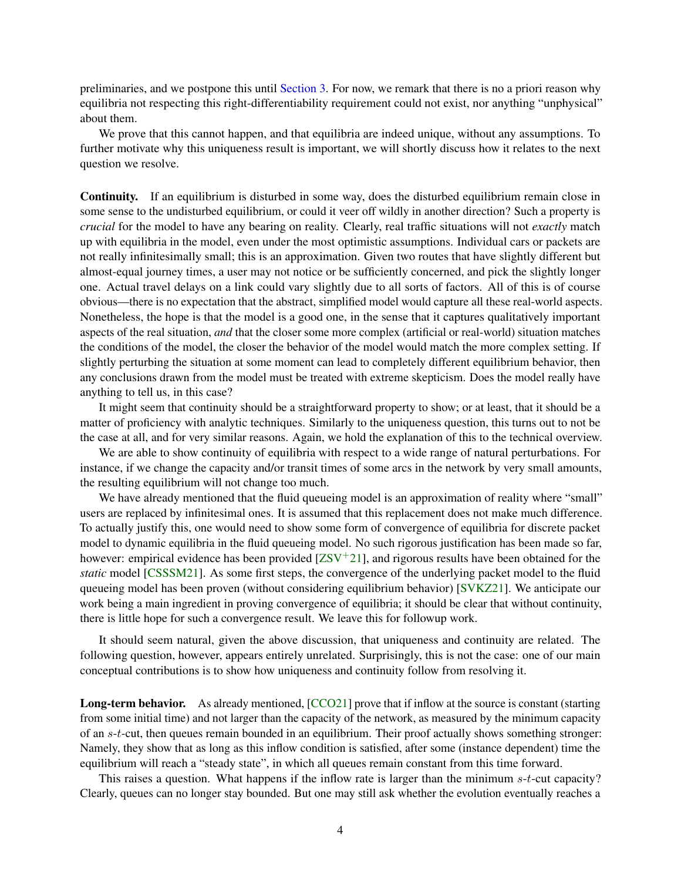preliminaries, and we postpone this until Section 3. For now, we remark that there is no a priori reason why equilibria not respecting this right-differentiability requirement could not exist, nor anything "unphysical" about them.

We prove that this cannot happen, and that equilibria are indeed unique, without any assumptions. To further motivate why this uniqueness result is important, we will shortly discuss how it relates to the next question we resolve.

**Continuity.** If an equilibrium is disturbed in some way, does the disturbed equilibrium remain close in some sense to the undisturbed equilibrium, or could it veer off wildly in another direction? Such a property is *crucial* for the model to have any bearing on reality. Clearly, real traffic situations will not *exactly* match up with equilibria in the model, even under the most optimistic assumptions. Individual cars or packets are not really infinitesimally small; this is an approximation. Given two routes that have slightly different but almost-equal journey times, a user may not notice or be sufficiently concerned, and pick the slightly longer one. Actual travel delays on a link could vary slightly due to all sorts of factors. All of this is of course obvious—there is no expectation that the abstract, simplified model would capture all these real-world aspects. Nonetheless, the hope is that the model is a good one, in the sense that it captures qualitatively important aspects of the real situation, *and* that the closer some more complex (artificial or real-world) situation matches the conditions of the model, the closer the behavior of the model would match the more complex setting. If slightly perturbing the situation at some moment can lead to completely different equilibrium behavior, then any conclusions drawn from the model must be treated with extreme skepticism. Does the model really have anything to tell us, in this case?

It might seem that continuity should be a straightforward property to show; or at least, that it should be a matter of proficiency with analytic techniques. Similarly to the uniqueness question, this turns out to not be the case at all, and for very similar reasons. Again, we hold the explanation of this to the technical overview.

We are able to show continuity of equilibria with respect to a wide range of natural perturbations. For instance, if we change the capacity and/or transit times of some arcs in the network by very small amounts, the resulting equilibrium will not change too much.

We have already mentioned that the fluid queueing model is an approximation of reality where "small" users are replaced by infinitesimal ones. It is assumed that this replacement does not make much difference. To actually justify this, one would need to show some form of convergence of equilibria for discrete packet model to dynamic equilibria in the fluid queueing model. No such rigorous justification has been made so far, however: empirical evidence has been provided [ZSV+21], and rigorous results have been obtained for the *static* model [CSSSM21]. As some first steps, the convergence of the underlying packet model to the fluid queueing model has been proven (without considering equilibrium behavior) [SVKZ21]. We anticipate our work being a main ingredient in proving convergence of equilibria; it should be clear that without continuity, there is little hope for such a convergence result. We leave this for followup work.

It should seem natural, given the above discussion, that uniqueness and continuity are related. The following question, however, appears entirely unrelated. Surprisingly, this is not the case: one of our main conceptual contributions is to show how uniqueness and continuity follow from resolving it.

**Long-term behavior.** As already mentioned, [CCO21] prove that if inflow at the source is constant (starting from some initial time) and not larger than the capacity of the network, as measured by the minimum capacity of an $s$-$t$-cut, then queues remain bounded in an equilibrium. Their proof actually shows something stronger: Namely, they show that as long as this inflow condition is satisfied, after some (instance dependent) time the equilibrium will reach a "steady state", in which all queues remain constant from this time forward.

This raises a question. What happens if the inflow rate is larger than the minimum $s$-$t$-cut capacity? Clearly, queues can no longer stay bounded. But one may still ask whether the evolution eventually reaches a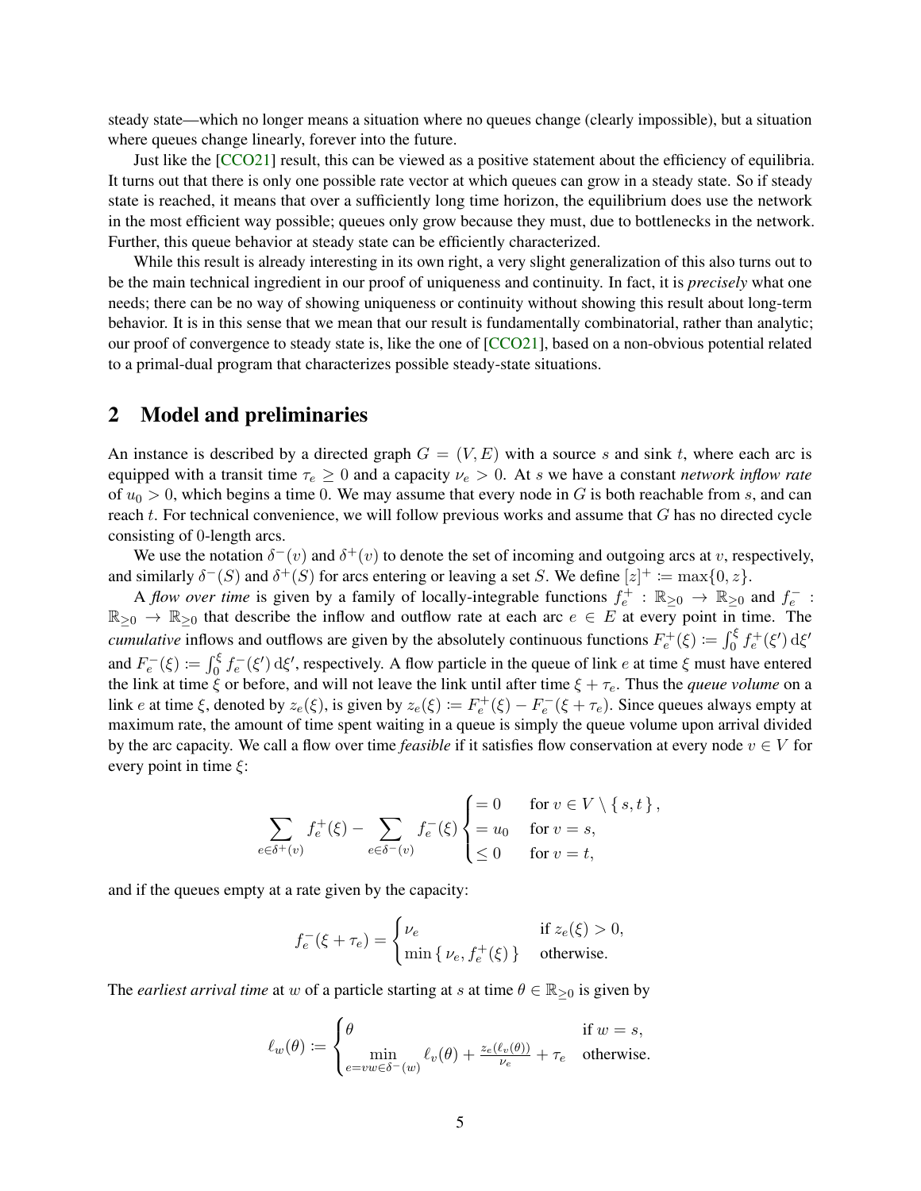steady state—which no longer means a situation where no queues change (clearly impossible), but a situation where queues change linearly, forever into the future.

Just like the [CCO21] result, this can be viewed as a positive statement about the efficiency of equilibria. It turns out that there is only one possible rate vector at which queues can grow in a steady state. So if steady state is reached, it means that over a sufficiently long time horizon, the equilibrium does use the network in the most efficient way possible; queues only grow because they must, due to bottlenecks in the network. Further, this queue behavior at steady state can be efficiently characterized.

While this result is already interesting in its own right, a very slight generalization of this also turns out to be the main technical ingredient in our proof of uniqueness and continuity. In fact, it is *precisely* what one needs; there can be no way of showing uniqueness or continuity without showing this result about long-term behavior. It is in this sense that we mean that our result is fundamentally combinatorial, rather than analytic; our proof of convergence to steady state is, like the one of [CCO21], based on a non-obvious potential related to a primal-dual program that characterizes possible steady-state situations.

## 2 Model and preliminaries

An instance is described by a directed graph $G = (V, E)$ with a source $s$ and sink $t$, where each arc is equipped with a transit time $\tau_e \geq 0$ and a capacity $\nu_e > 0$. At $s$ we have a constant *network inflow rate* of $u_0 > 0$, which begins a time 0. We may assume that every node in $G$ is both reachable from $s$, and can reach $t$. For technical convenience, we will follow previous works and assume that $G$ has no directed cycle consisting of 0-length arcs.

We use the notation $\delta^-(v)$ and $\delta^+(v)$ to denote the set of incoming and outgoing arcs at $v$, respectively, and similarly $\delta^-(S)$ and $\delta^+(S)$ for arcs entering or leaving a set $S$. We define $[z]^+ \coloneqq \max\{0, z\}$.

A *flow over time* is given by a family of locally-integrable functions $f_e^+ : \mathbb{R}_{\geq 0} \to \mathbb{R}_{\geq 0}$ and $f_e^- : \mathbb{R}_{\geq 0} \to \mathbb{R}_{\geq 0}$ that describe the inflow and outflow rate at each arc $e \in E$ at every point in time. The *cumulative* inflows and outflows are given by the absolutely continuous functions $F_e^+(\xi) \coloneqq \int_0^\xi f_e^+(\xi')\,\mathrm{d}\xi'$ and $F_e^-(\xi) \coloneqq \int_0^\xi f_e^-(\xi')\,\mathrm{d}\xi'$, respectively. A flow particle in the queue of link $e$ at time $\xi$ must have entered the link at time $\xi$ or before, and will not leave the link until after time $\xi + \tau_e$. Thus the *queue volume* on a link $e$ at time $\xi$, denoted by $z_e(\xi)$, is given by $z_e(\xi) \coloneqq F_e^+(\xi) - F_e^-(\xi + \tau_e)$. Since queues always empty at maximum rate, the amount of time spent waiting in a queue is simply the queue volume upon arrival divided by the arc capacity. We call a flow over time *feasible* if it satisfies flow conservation at every node $v \in V$ for every point in time $\xi$:

$$
\sum_{e \in \delta^+(v)} f_e^+(\xi) - \sum_{e \in \delta^-(v)} f_e^-(\xi) \begin{cases} = 0 & \text{for } v \in V \setminus \{\, s, t \,\}, \\ = u_0 & \text{for } v = s, \\ \leq 0 & \text{for } v = t, \end{cases}
$$

and if the queues empty at a rate given by the capacity:

$$
f_e^-(\xi + \tau_e) = \begin{cases} \nu_e & \text{if } z_e(\xi) > 0, \\ \min\{\, \nu_e, f_e^+(\xi) \,\} & \text{otherwise.} \end{cases}
$$

The *earliest arrival time* at $w$ of a particle starting at $s$ at time $\theta \in \mathbb{R}_{\geq 0}$ is given by

$$
\ell_w(\theta) \coloneqq \begin{cases} \theta & \text{if } w = s, \\ \displaystyle\min_{e = vw \in \delta^-(w)} \ell_v(\theta) + \frac{z_e(\ell_v(\theta))}{\nu_e} + \tau_e & \text{otherwise.} \end{cases}
$$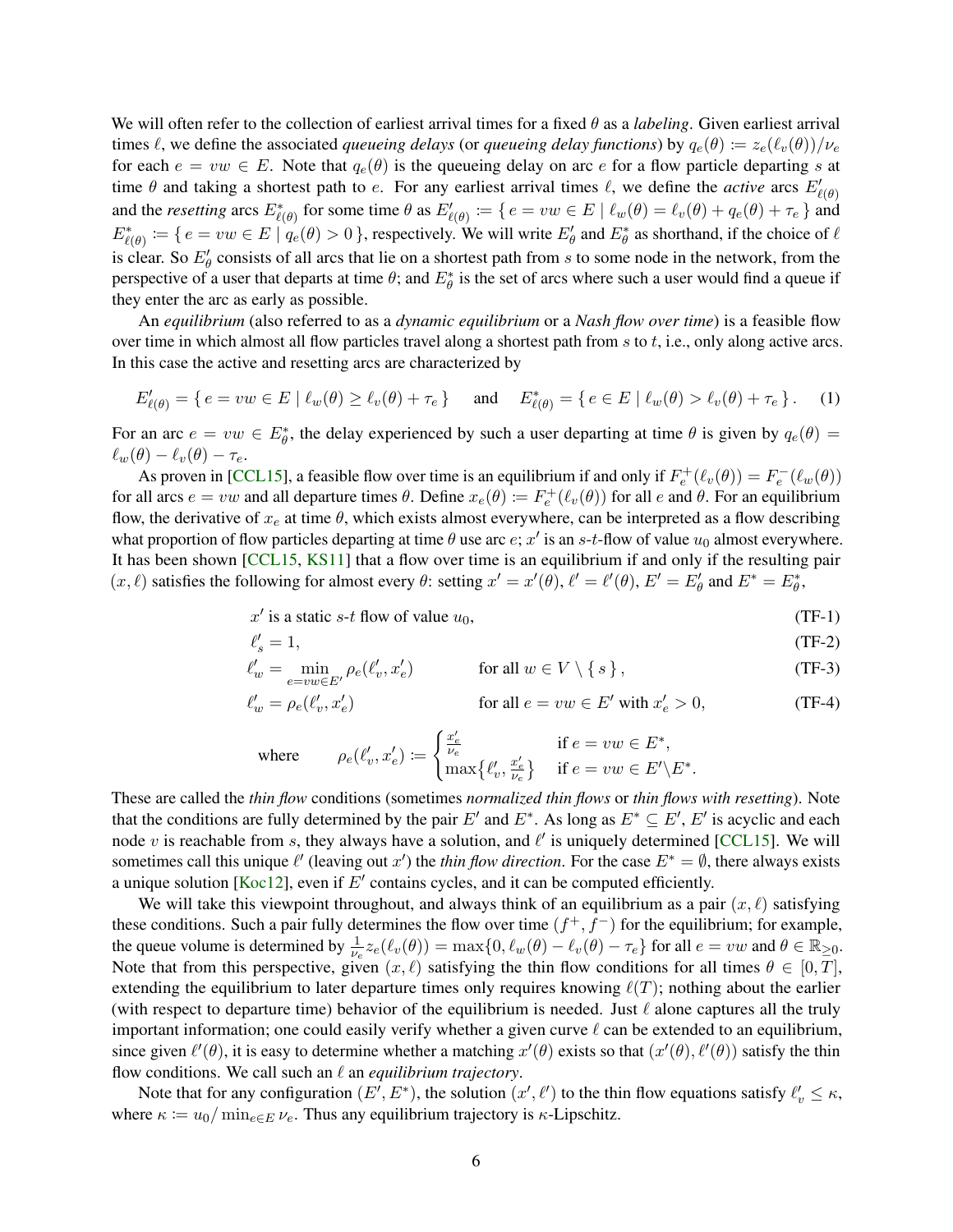We will often refer to the collection of earliest arrival times for a fixed $\theta$ as a *labeling*. Given earliest arrival times $\ell$, we define the associated *queueing delays* (or *queueing delay functions*) by $q_e(\theta) \coloneqq z_e(\ell_v(\theta))/\nu_e$ for each $e = vw \in E$. Note that $q_e(\theta)$ is the queueing delay on arc $e$ for a flow particle departing $s$ at time $\theta$ and taking a shortest path to $e$. For any earliest arrival times $\ell$, we define the *active* arcs $E'_{\ell(\theta)}$ and the *resetting* arcs $E^*_{\ell(\theta)}$ for some time $\theta$ as $E'_{\ell(\theta)} \coloneqq \{\, e = vw \in E \mid \ell_w(\theta) = \ell_v(\theta) + q_e(\theta) + \tau_e \,\}$ and $E^*_{\ell(\theta)} \coloneqq \{\, e = vw \in E \mid q_e(\theta) > 0 \,\}$, respectively. We will write $E'_\theta$ and $E^*_\theta$ as shorthand, if the choice of $\ell$ is clear. So $E'_\theta$ consists of all arcs that lie on a shortest path from $s$ to some node in the network, from the perspective of a user that departs at time $\theta$; and $E^*_\theta$ is the set of arcs where such a user would find a queue if they enter the arc as early as possible.

An *equilibrium* (also referred to as a *dynamic equilibrium* or a *Nash flow over time*) is a feasible flow over time in which almost all flow particles travel along a shortest path from $s$ to $t$, i.e., only along active arcs. In this case the active and resetting arcs are characterized by

$$E'_{\ell(\theta)} = \{\, e = vw \in E \mid \ell_w(\theta) \geq \ell_v(\theta) + \tau_e \,\} \quad \text{ and } \quad E^*_{\ell(\theta)} = \{\, e \in E \mid \ell_w(\theta) > \ell_v(\theta) + \tau_e \,\}. \tag{1}$$

For an arc $e = vw \in E^*_\theta$, the delay experienced by such a user departing at time $\theta$ is given by $q_e(\theta) = \ell_w(\theta) - \ell_v(\theta) - \tau_e$.

As proven in [CCL15], a feasible flow over time is an equilibrium if and only if $F_e^+(\ell_v(\theta)) = F_e^-(\ell_w(\theta))$ for all arcs $e = vw$ and all departure times $\theta$. Define $x_e(\theta) \coloneqq F_e^+(\ell_v(\theta))$ for all $e$ and $\theta$. For an equilibrium flow, the derivative of $x_e$ at time $\theta$, which exists almost everywhere, can be interpreted as a flow describing what proportion of flow particles departing at time $\theta$ use arc $e$; $x'$ is an $s$-$t$-flow of value $u_0$ almost everywhere. It has been shown [CCL15, KS11] that a flow over time is an equilibrium if and only if the resulting pair $(x, \ell)$ satisfies the following for almost every $\theta$: setting $x' = x'(\theta)$, $\ell' = \ell'(\theta)$, $E' = E'_\theta$ and $E^* = E^*_\theta$,

$$x' \text{ is a static } s\text{-}t \text{ flow of value } u_0, \tag{TF-1}$$

$$\ell'_s = 1, \tag{TF-2}$$

$$\ell'_w = \min_{e = vw \in E'} \rho_e(\ell'_v, x'_e) \qquad \text{for all } w \in V \setminus \{\, s \,\}, \tag{TF-3}$$

$$\ell'_w = \rho_e(\ell'_v, x'_e) \qquad \text{for all } e = vw \in E' \text{ with } x'_e > 0, \tag{TF-4}$$

$$\text{where} \qquad \rho_e(\ell'_v, x'_e) \coloneqq \begin{cases} \frac{x'_e}{\nu_e} & \text{if } e = vw \in E^*, \\ \max\{\ell'_v, \frac{x'_e}{\nu_e}\} & \text{if } e = vw \in E' \setminus E^*. \end{cases}$$

These are called the *thin flow* conditions (sometimes *normalized thin flows* or *thin flows with resetting*). Note that the conditions are fully determined by the pair $E'$ and $E^*$. As long as $E^* \subseteq E'$, $E'$ is acyclic and each node $v$ is reachable from $s$, they always have a solution, and $\ell'$ is uniquely determined [CCL15]. We will sometimes call this unique $\ell'$ (leaving out $x'$) the *thin flow direction*. For the case $E^* = \emptyset$, there always exists a unique solution [Koc12], even if $E'$ contains cycles, and it can be computed efficiently.

We will take this viewpoint throughout, and always think of an equilibrium as a pair $(x, \ell)$ satisfying these conditions. Such a pair fully determines the flow over time $(f^+, f^-)$ for the equilibrium; for example, the queue volume is determined by $\frac{1}{\nu_e} z_e(\ell_v(\theta)) = \max\{0, \ell_w(\theta) - \ell_v(\theta) - \tau_e\}$ for all $e = vw$ and $\theta \in \mathbb{R}_{\geq 0}$. Note that from this perspective, given $(x, \ell)$ satisfying the thin flow conditions for all times $\theta \in [0, T]$, extending the equilibrium to later departure times only requires knowing $\ell(T)$; nothing about the earlier (with respect to departure time) behavior of the equilibrium is needed. Just $\ell$ alone captures all the truly important information; one could easily verify whether a given curve $\ell$ can be extended to an equilibrium, since given $\ell'(\theta)$, it is easy to determine whether a matching $x'(\theta)$ exists so that $(x'(\theta), \ell'(\theta))$ satisfy the thin flow conditions. We call such an $\ell$ an *equilibrium trajectory*.

Note that for any configuration $(E', E^*)$, the solution $(x', \ell')$ to the thin flow equations satisfy $\ell'_v \leq \kappa$, where $\kappa \coloneqq u_0 / \min_{e \in E} \nu_e$. Thus any equilibrium trajectory is $\kappa$-Lipschitz.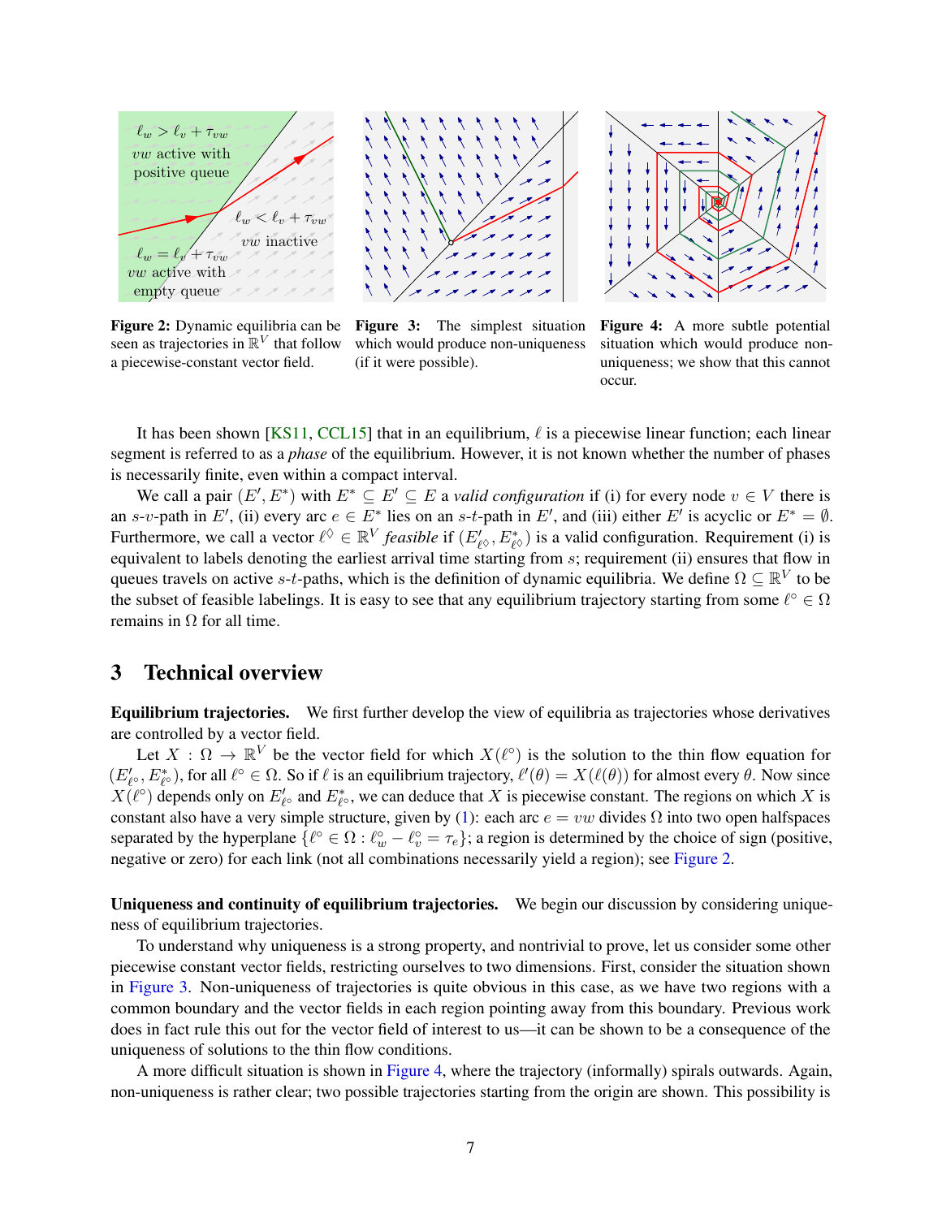**Figure 2:** Dynamic equilibria can be seen as trajectories in $\mathbb{R}^V$ that follow a piecewise-constant vector field.

**Figure 3:** The simplest situation which would produce non-uniqueness (if it were possible).

**Figure 4:** A more subtle potential situation which would produce non-uniqueness; we show that this cannot occur.

It has been shown [KS11, CCL15] that in an equilibrium, $\ell$ is a piecewise linear function; each linear segment is referred to as a *phase* of the equilibrium. However, it is not known whether the number of phases is necessarily finite, even within a compact interval.

We call a pair $(E', E^*)$ with $E^* \subseteq E' \subseteq E$ a *valid configuration* if (i) for every node $v \in V$ there is an $s$-$v$-path in $E'$, (ii) every arc $e \in E^*$ lies on an $s$-$t$-path in $E'$, and (iii) either $E'$ is acyclic or $E^* = \emptyset$. Furthermore, we call a vector $\ell^\Diamond \in \mathbb{R}^V$ *feasible* if $(E'_{\ell^\Diamond}, E^*_{\ell^\Diamond})$ is a valid configuration. Requirement (i) is equivalent to labels denoting the earliest arrival time starting from $s$; requirement (ii) ensures that flow in queues travels on active $s$-$t$-paths, which is the definition of dynamic equilibria. We define $\Omega \subseteq \mathbb{R}^V$ to be the subset of feasible labelings. It is easy to see that any equilibrium trajectory starting from some $\ell^\circ \in \Omega$ remains in $\Omega$ for all time.

## 3 Technical overview

**Equilibrium trajectories.** We first further develop the view of equilibria as trajectories whose derivatives are controlled by a vector field.

Let $X : \Omega \to \mathbb{R}^V$ be the vector field for which $X(\ell^\circ)$ is the solution to the thin flow equation for $(E'_{\ell^\circ}, E^*_{\ell^\circ})$, for all $\ell^\circ \in \Omega$. So if $\ell$ is an equilibrium trajectory, $\ell'(\theta) = X(\ell(\theta))$ for almost every $\theta$. Now since $X(\ell^\circ)$ depends only on $E'_{\ell^\circ}$ and $E^*_{\ell^\circ}$, we can deduce that $X$ is piecewise constant. The regions on which $X$ is constant also have a very simple structure, given by (1): each arc $e = vw$ divides $\Omega$ into two open halfspaces separated by the hyperplane $\{\ell^\circ \in \Omega : \ell^\circ_w - \ell^\circ_v = \tau_e\}$; a region is determined by the choice of sign (positive, negative or zero) for each link (not all combinations necessarily yield a region); see Figure 2.

**Uniqueness and continuity of equilibrium trajectories.** We begin our discussion by considering uniqueness of equilibrium trajectories.

To understand why uniqueness is a strong property, and nontrivial to prove, let us consider some other piecewise constant vector fields, restricting ourselves to two dimensions. First, consider the situation shown in Figure 3. Non-uniqueness of trajectories is quite obvious in this case, as we have two regions with a common boundary and the vector fields in each region pointing away from this boundary. Previous work does in fact rule this out for the vector field of interest to us—it can be shown to be a consequence of the uniqueness of solutions to the thin flow conditions.

A more difficult situation is shown in Figure 4, where the trajectory (informally) spirals outwards. Again, non-uniqueness is rather clear; two possible trajectories starting from the origin are shown. This possibility is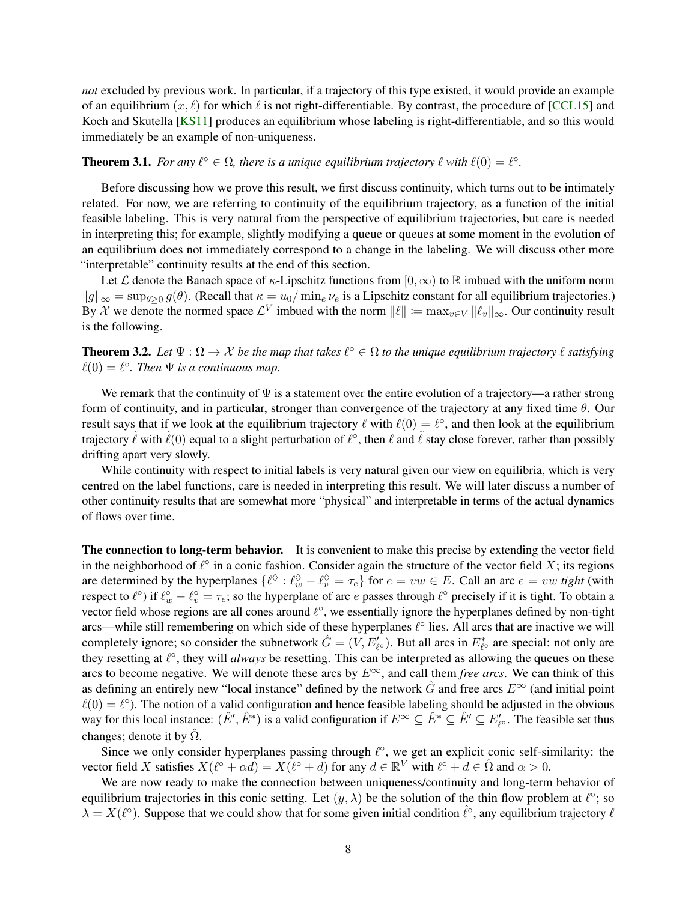*not* excluded by previous work. In particular, if a trajectory of this type existed, it would provide an example of an equilibrium $(x, \ell)$ for which $\ell$ is not right-differentiable. By contrast, the procedure of [CCL15] and Koch and Skutella [KS11] produces an equilibrium whose labeling is right-differentiable, and so this would immediately be an example of non-uniqueness.

**Theorem 3.1.** *For any $\ell^\circ \in \Omega$, there is a unique equilibrium trajectory $\ell$ with $\ell(0) = \ell^\circ$.*

Before discussing how we prove this result, we first discuss continuity, which turns out to be intimately related. For now, we are referring to continuity of the equilibrium trajectory, as a function of the initial feasible labeling. This is very natural from the perspective of equilibrium trajectories, but care is needed in interpreting this; for example, slightly modifying a queue or queues at some moment in the evolution of an equilibrium does not immediately correspond to a change in the labeling. We will discuss other more "interpretable" continuity results at the end of this section.

Let $\mathcal{L}$ denote the Banach space of $\kappa$-Lipschitz functions from $[0, \infty)$ to $\mathbb{R}$ imbued with the uniform norm $\|g\|_\infty = \sup_{\theta \geq 0} g(\theta)$. (Recall that $\kappa = u_0 / \min_e \nu_e$ is a Lipschitz constant for all equilibrium trajectories.) By $\mathcal{X}$ we denote the normed space $\mathcal{L}^V$ imbued with the norm $\|\ell\| := \max_{v \in V} \|\ell_v\|_\infty$. Our continuity result is the following.

**Theorem 3.2.** *Let $\Psi : \Omega \to \mathcal{X}$ be the map that takes $\ell^\circ \in \Omega$ to the unique equilibrium trajectory $\ell$ satisfying $\ell(0) = \ell^\circ$. Then $\Psi$ is a continuous map.*

We remark that the continuity of $\Psi$ is a statement over the entire evolution of a trajectory—a rather strong form of continuity, and in particular, stronger than convergence of the trajectory at any fixed time $\theta$. Our result says that if we look at the equilibrium trajectory $\ell$ with $\ell(0) = \ell^\circ$, and then look at the equilibrium trajectory $\tilde{\ell}$ with $\tilde{\ell}(0)$ equal to a slight perturbation of $\ell^\circ$, then $\ell$ and $\tilde{\ell}$ stay close forever, rather than possibly drifting apart very slowly.

While continuity with respect to initial labels is very natural given our view on equilibria, which is very centred on the label functions, care is needed in interpreting this result. We will later discuss a number of other continuity results that are somewhat more "physical" and interpretable in terms of the actual dynamics of flows over time.

**The connection to long-term behavior.** It is convenient to make this precise by extending the vector field in the neighborhood of $\ell^\circ$ in a conic fashion. Consider again the structure of the vector field $X$; its regions are determined by the hyperplanes $\{\ell^\Diamond : \ell^\Diamond_w - \ell^\Diamond_v = \tau_e\}$ for $e = vw \in E$. Call an arc $e = vw$ *tight* (with respect to $\ell^\circ$) if $\ell^\circ_w - \ell^\circ_v = \tau_e$; so the hyperplane of arc $e$ passes through $\ell^\circ$ precisely if it is tight. To obtain a vector field whose regions are all cones around $\ell^\circ$, we essentially ignore the hyperplanes defined by non-tight arcs—while still remembering on which side of these hyperplanes $\ell^\circ$ lies. All arcs that are inactive we will completely ignore; so consider the subnetwork $\hat{G} = (V, E'_{\ell^\circ})$. But all arcs in $E^*_{\ell^\circ}$ are special: not only are they resetting at $\ell^\circ$, they will *always* be resetting. This can be interpreted as allowing the queues on these arcs to become negative. We will denote these arcs by $E^\infty$, and call them *free arcs*. We can think of this as defining an entirely new "local instance" defined by the network $\hat{G}$ and free arcs $E^\infty$ (and initial point $\ell(0) = \ell^\circ$). The notion of a valid configuration and hence feasible labeling should be adjusted in the obvious way for this local instance: $(\hat{E}', \hat{E}^*)$ is a valid configuration if $E^\infty \subseteq \hat{E}^* \subseteq \hat{E}' \subseteq E'_{\ell^\circ}$. The feasible set thus changes; denote it by $\hat{\Omega}$.

Since we only consider hyperplanes passing through $\ell^\circ$, we get an explicit conic self-similarity: the vector field $X$ satisfies $X(\ell^\circ + \alpha d) = X(\ell^\circ + d)$ for any $d \in \mathbb{R}^V$ with $\ell^\circ + d \in \hat{\Omega}$ and $\alpha > 0$.

We are now ready to make the connection between uniqueness/continuity and long-term behavior of equilibrium trajectories in this conic setting. Let $(y, \lambda)$ be the solution of the thin flow problem at $\ell^\circ$; so $\lambda = X(\ell^\circ)$. Suppose that we could show that for some given initial condition $\hat{\ell}^\circ$, any equilibrium trajectory $\ell$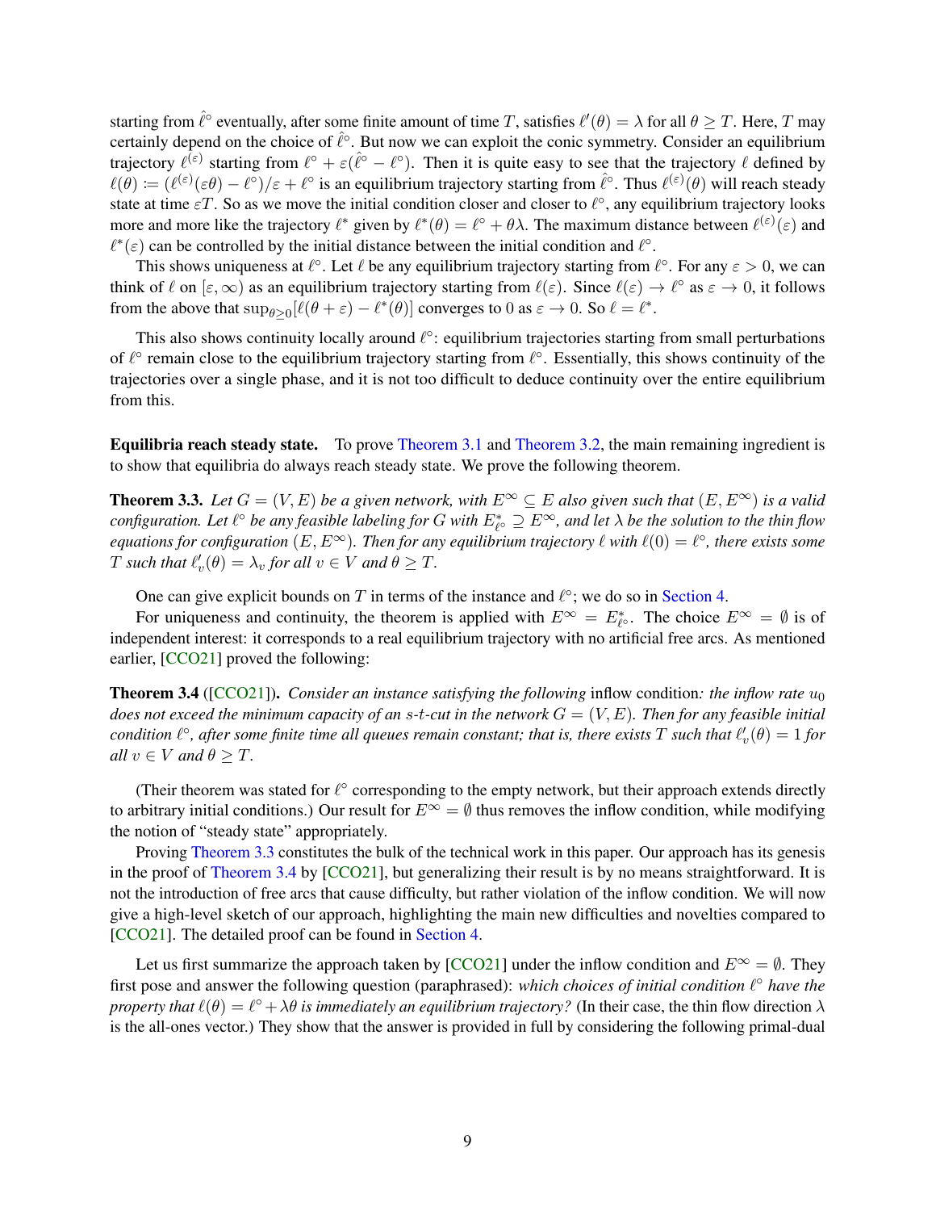starting from $\hat{\ell}^\circ$ eventually, after some finite amount of time $T$, satisfies $\ell'(\theta) = \lambda$ for all $\theta \geq T$. Here, $T$ may certainly depend on the choice of $\hat{\ell}^\circ$. But now we can exploit the conic symmetry. Consider an equilibrium trajectory $\ell^{(\varepsilon)}$ starting from $\ell^\circ + \varepsilon(\hat{\ell}^\circ - \ell^\circ)$. Then it is quite easy to see that the trajectory $\ell$ defined by $\ell(\theta) := (\ell^{(\varepsilon)}(\varepsilon\theta) - \ell^\circ)/\varepsilon + \ell^\circ$ is an equilibrium trajectory starting from $\hat{\ell}^\circ$. Thus $\ell^{(\varepsilon)}(\theta)$ will reach steady state at time $\varepsilon T$. So as we move the initial condition closer and closer to $\ell^\circ$, any equilibrium trajectory looks more and more like the trajectory $\ell^*$ given by $\ell^*(\theta) = \ell^\circ + \theta\lambda$. The maximum distance between $\ell^{(\varepsilon)}(\varepsilon)$ and $\ell^*(\varepsilon)$ can be controlled by the initial distance between the initial condition and $\ell^\circ$.

This shows uniqueness at $\ell^\circ$. Let $\ell$ be any equilibrium trajectory starting from $\ell^\circ$. For any $\varepsilon > 0$, we can think of $\ell$ on $[\varepsilon, \infty)$ as an equilibrium trajectory starting from $\ell(\varepsilon)$. Since $\ell(\varepsilon) \to \ell^\circ$ as $\varepsilon \to 0$, it follows from the above that $\sup_{\theta \geq 0}[\ell(\theta + \varepsilon) - \ell^*(\theta)]$ converges to 0 as $\varepsilon \to 0$. So $\ell = \ell^*$.

This also shows continuity locally around $\ell^\circ$: equilibrium trajectories starting from small perturbations of $\ell^\circ$ remain close to the equilibrium trajectory starting from $\ell^\circ$. Essentially, this shows continuity of the trajectories over a single phase, and it is not too difficult to deduce continuity over the entire equilibrium from this.

**Equilibria reach steady state.** To prove Theorem 3.1 and Theorem 3.2, the main remaining ingredient is to show that equilibria do always reach steady state. We prove the following theorem.

**Theorem 3.3.** *Let $G = (V, E)$ be a given network, with $E^\infty \subseteq E$ also given such that $(E, E^\infty)$ is a valid configuration. Let $\ell^\circ$ be any feasible labeling for $G$ with $E^*_{\ell^\circ} \supseteq E^\infty$, and let $\lambda$ be the solution to the thin flow equations for configuration $(E, E^\infty)$. Then for any equilibrium trajectory $\ell$ with $\ell(0) = \ell^\circ$, there exists some $T$ such that $\ell'_v(\theta) = \lambda_v$ for all $v \in V$ and $\theta \geq T$.*

One can give explicit bounds on $T$ in terms of the instance and $\ell^\circ$; we do so in Section 4.

For uniqueness and continuity, the theorem is applied with $E^\infty = E^*_{\ell^\circ}$. The choice $E^\infty = \emptyset$ is of independent interest: it corresponds to a real equilibrium trajectory with no artificial free arcs. As mentioned earlier, [CCO21] proved the following:

**Theorem 3.4** ([CCO21]). *Consider an instance satisfying the following* inflow condition*: the inflow rate $u_0$ does not exceed the minimum capacity of an $s$-$t$-cut in the network $G = (V, E)$. Then for any feasible initial condition $\ell^\circ$, after some finite time all queues remain constant; that is, there exists $T$ such that $\ell'_v(\theta) = 1$ for all $v \in V$ and $\theta \geq T$.*

(Their theorem was stated for $\ell^\circ$ corresponding to the empty network, but their approach extends directly to arbitrary initial conditions.) Our result for $E^\infty = \emptyset$ thus removes the inflow condition, while modifying the notion of "steady state" appropriately.

Proving Theorem 3.3 constitutes the bulk of the technical work in this paper. Our approach has its genesis in the proof of Theorem 3.4 by [CCO21], but generalizing their result is by no means straightforward. It is not the introduction of free arcs that cause difficulty, but rather violation of the inflow condition. We will now give a high-level sketch of our approach, highlighting the main new difficulties and novelties compared to [CCO21]. The detailed proof can be found in Section 4.

Let us first summarize the approach taken by [CCO21] under the inflow condition and $E^\infty = \emptyset$. They first pose and answer the following question (paraphrased): *which choices of initial condition $\ell^\circ$ have the property that $\ell(\theta) = \ell^\circ + \lambda\theta$ is immediately an equilibrium trajectory?* (In their case, the thin flow direction $\lambda$ is the all-ones vector.) They show that the answer is provided in full by considering the following primal-dual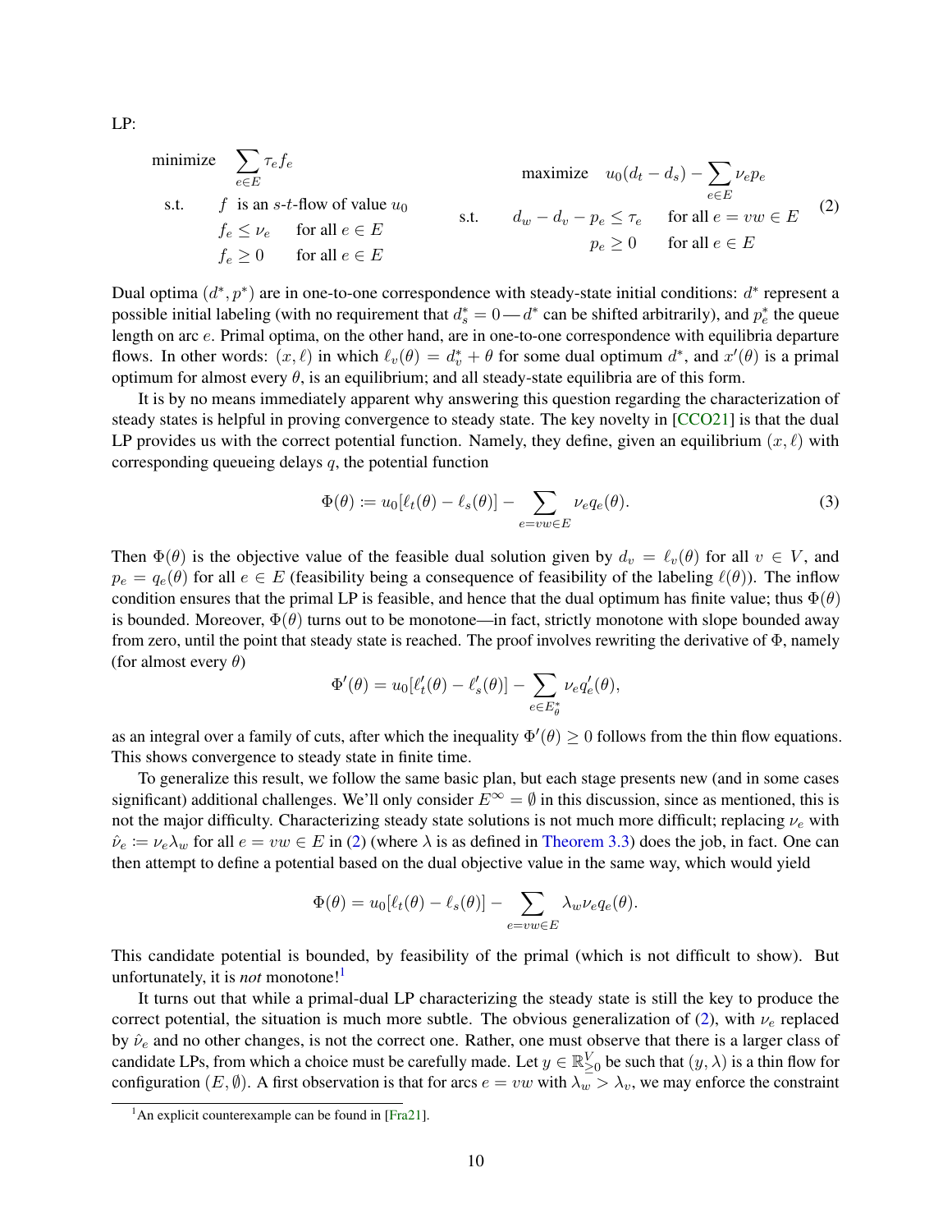LP:

$$
\begin{aligned}
&\text{minimize} \quad \sum_{e \in E} \tau_e f_e \\
&\text{s.t.} \quad f \text{ is an } s\text{-}t\text{-flow of value } u_0 \\
&\qquad\quad f_e \le \nu_e \quad \text{for all } e \in E \\
&\qquad\quad f_e \ge 0 \quad \text{for all } e \in E
\end{aligned}
\qquad\qquad
\begin{aligned}
&\text{maximize} \quad u_0(d_t - d_s) - \sum_{e \in E} \nu_e p_e \\
&\text{s.t.} \quad d_w - d_v - p_e \le \tau_e \quad \text{for all } e = vw \in E \\
&\qquad\qquad\qquad\quad p_e \ge 0 \quad \text{for all } e \in E
\end{aligned}
\tag{2}
$$

Dual optima $(d^*, p^*)$ are in one-to-one correspondence with steady-state initial conditions: $d^*$ represent a possible initial labeling (with no requirement that $d^*_s = 0$—$d^*$ can be shifted arbitrarily), and $p^*_e$ the queue length on arc $e$. Primal optima, on the other hand, are in one-to-one correspondence with equilibria departure flows. In other words: $(x, \ell)$ in which $\ell_v(\theta) = d^*_v + \theta$ for some dual optimum $d^*$, and $x'(\theta)$ is a primal optimum for almost every $\theta$, is an equilibrium; and all steady-state equilibria are of this form.

It is by no means immediately apparent why answering this question regarding the characterization of steady states is helpful in proving convergence to steady state. The key novelty in [CCO21] is that the dual LP provides us with the correct potential function. Namely, they define, given an equilibrium $(x, \ell)$ with corresponding queueing delays $q$, the potential function

$$
\Phi(\theta) := u_0[\ell_t(\theta) - \ell_s(\theta)] - \sum_{e=vw \in E} \nu_e q_e(\theta). \tag{3}
$$

Then $\Phi(\theta)$ is the objective value of the feasible dual solution given by $d_v = \ell_v(\theta)$ for all $v \in V$, and $p_e = q_e(\theta)$ for all $e \in E$ (feasibility being a consequence of feasibility of the labeling $\ell(\theta)$). The inflow condition ensures that the primal LP is feasible, and hence that the dual optimum has finite value; thus $\Phi(\theta)$ is bounded. Moreover, $\Phi(\theta)$ turns out to be monotone—in fact, strictly monotone with slope bounded away from zero, until the point that steady state is reached. The proof involves rewriting the derivative of $\Phi$, namely (for almost every $\theta$)

$$
\Phi'(\theta) = u_0[\ell'_t(\theta) - \ell'_s(\theta)] - \sum_{e \in E^*_\theta} \nu_e q'_e(\theta),
$$

as an integral over a family of cuts, after which the inequality $\Phi'(\theta) \ge 0$ follows from the thin flow equations. This shows convergence to steady state in finite time.

To generalize this result, we follow the same basic plan, but each stage presents new (and in some cases significant) additional challenges. We'll only consider $E^\infty = \emptyset$ in this discussion, since as mentioned, this is not the major difficulty. Characterizing steady state solutions is not much more difficult; replacing $\nu_e$ with $\hat{\nu}_e := \nu_e \lambda_w$ for all $e = vw \in E$ in (2) (where $\lambda$ is as defined in Theorem 3.3) does the job, in fact. One can then attempt to define a potential based on the dual objective value in the same way, which would yield

$$
\Phi(\theta) = u_0[\ell_t(\theta) - \ell_s(\theta)] - \sum_{e=vw \in E} \lambda_w \nu_e q_e(\theta).
$$

This candidate potential is bounded, by feasibility of the primal (which is not difficult to show). But unfortunately, it is *not* monotone![1]

It turns out that while a primal-dual LP characterizing the steady state is still the key to produce the correct potential, the situation is much more subtle. The obvious generalization of (2), with $\nu_e$ replaced by $\hat{\nu}_e$ and no other changes, is not the correct one. Rather, one must observe that there is a larger class of candidate LPs, from which a choice must be carefully made. Let $y \in \mathbb{R}^V_{\ge 0}$ be such that $(y, \lambda)$ is a thin flow for configuration $(E, \emptyset)$. A first observation is that for arcs $e = vw$ with $\lambda_w > \lambda_v$, we may enforce the constraint

[1] An explicit counterexample can be found in [Fra21].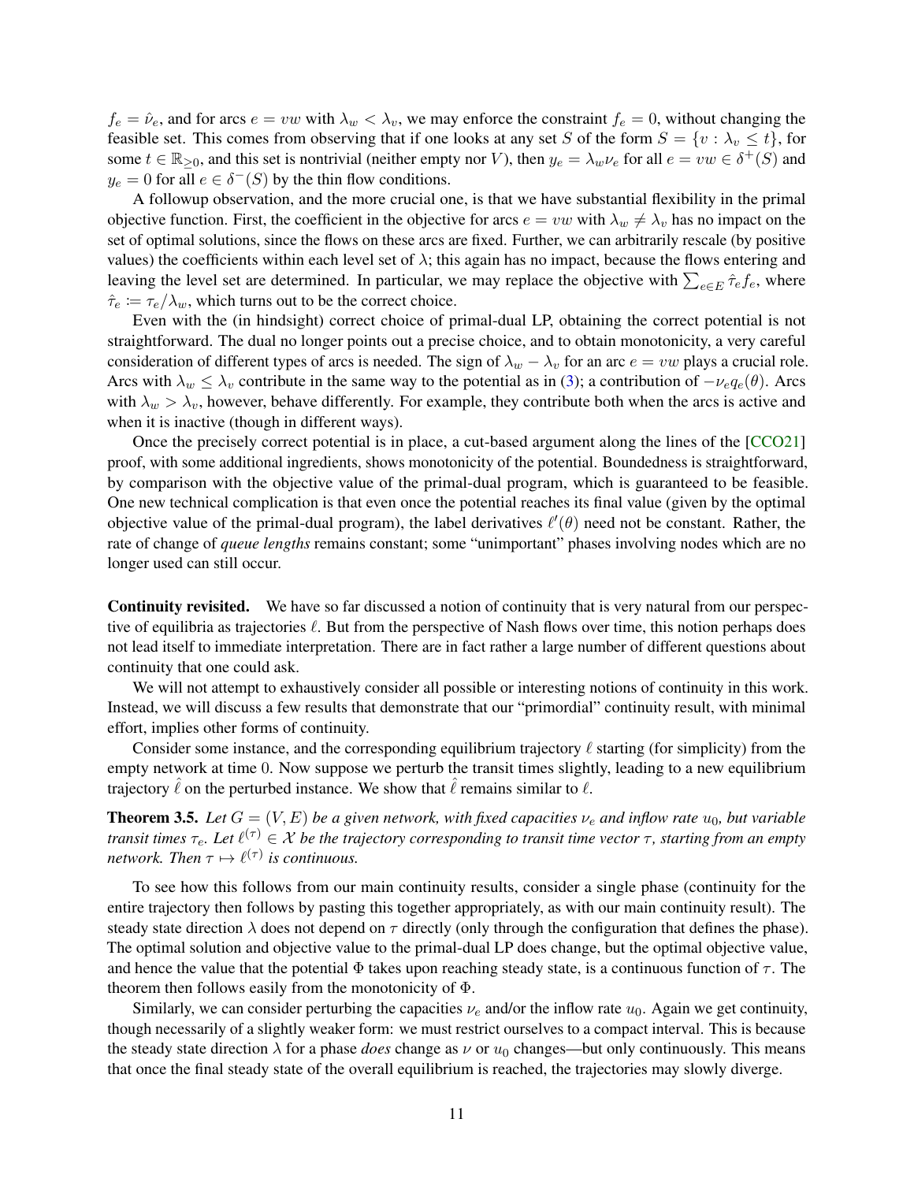$f_e = \hat{\nu}_e$, and for arcs $e = vw$ with $\lambda_w < \lambda_v$, we may enforce the constraint $f_e = 0$, without changing the feasible set. This comes from observing that if one looks at any set $S$ of the form $S = \{v : \lambda_v \leq t\}$, for some $t \in \mathbb{R}_{\geq 0}$, and this set is nontrivial (neither empty nor $V$), then $y_e = \lambda_w \nu_e$ for all $e = vw \in \delta^+(S)$ and $y_e = 0$ for all $e \in \delta^-(S)$ by the thin flow conditions.

A followup observation, and the more crucial one, is that we have substantial flexibility in the primal objective function. First, the coefficient in the objective for arcs $e = vw$ with $\lambda_w \neq \lambda_v$ has no impact on the set of optimal solutions, since the flows on these arcs are fixed. Further, we can arbitrarily rescale (by positive values) the coefficients within each level set of $\lambda$; this again has no impact, because the flows entering and leaving the level set are determined. In particular, we may replace the objective with $\sum_{e \in E} \hat{\tau}_e f_e$, where $\hat{\tau}_e \coloneqq \tau_e / \lambda_w$, which turns out to be the correct choice.

Even with the (in hindsight) correct choice of primal-dual LP, obtaining the correct potential is not straightforward. The dual no longer points out a precise choice, and to obtain monotonicity, a very careful consideration of different types of arcs is needed. The sign of $\lambda_w - \lambda_v$ for an arc $e = vw$ plays a crucial role. Arcs with $\lambda_w \leq \lambda_v$ contribute in the same way to the potential as in (3); a contribution of $-\nu_e q_e(\theta)$. Arcs with $\lambda_w > \lambda_v$, however, behave differently. For example, they contribute both when the arcs is active and when it is inactive (though in different ways).

Once the precisely correct potential is in place, a cut-based argument along the lines of the [CCO21] proof, with some additional ingredients, shows monotonicity of the potential. Boundedness is straightforward, by comparison with the objective value of the primal-dual program, which is guaranteed to be feasible. One new technical complication is that even once the potential reaches its final value (given by the optimal objective value of the primal-dual program), the label derivatives $\ell'(\theta)$ need not be constant. Rather, the rate of change of *queue lengths* remains constant; some "unimportant" phases involving nodes which are no longer used can still occur.

**Continuity revisited.** We have so far discussed a notion of continuity that is very natural from our perspective of equilibria as trajectories $\ell$. But from the perspective of Nash flows over time, this notion perhaps does not lead itself to immediate interpretation. There are in fact rather a large number of different questions about continuity that one could ask.

We will not attempt to exhaustively consider all possible or interesting notions of continuity in this work. Instead, we will discuss a few results that demonstrate that our "primordial" continuity result, with minimal effort, implies other forms of continuity.

Consider some instance, and the corresponding equilibrium trajectory $\ell$ starting (for simplicity) from the empty network at time 0. Now suppose we perturb the transit times slightly, leading to a new equilibrium trajectory $\hat{\ell}$ on the perturbed instance. We show that $\hat{\ell}$ remains similar to $\ell$.

**Theorem 3.5.** *Let $G = (V, E)$ be a given network, with fixed capacities $\nu_e$ and inflow rate $u_0$, but variable transit times $\tau_e$. Let $\ell^{(\tau)} \in \mathcal{X}$ be the trajectory corresponding to transit time vector $\tau$, starting from an empty network. Then $\tau \mapsto \ell^{(\tau)}$ is continuous.*

To see how this follows from our main continuity results, consider a single phase (continuity for the entire trajectory then follows by pasting this together appropriately, as with our main continuity result). The steady state direction $\lambda$ does not depend on $\tau$ directly (only through the configuration that defines the phase). The optimal solution and objective value to the primal-dual LP does change, but the optimal objective value, and hence the value that the potential $\Phi$ takes upon reaching steady state, is a continuous function of $\tau$. The theorem then follows easily from the monotonicity of $\Phi$.

Similarly, we can consider perturbing the capacities $\nu_e$ and/or the inflow rate $u_0$. Again we get continuity, though necessarily of a slightly weaker form: we must restrict ourselves to a compact interval. This is because the steady state direction $\lambda$ for a phase *does* change as $\nu$ or $u_0$ changes—but only continuously. This means that once the final steady state of the overall equilibrium is reached, the trajectories may slowly diverge.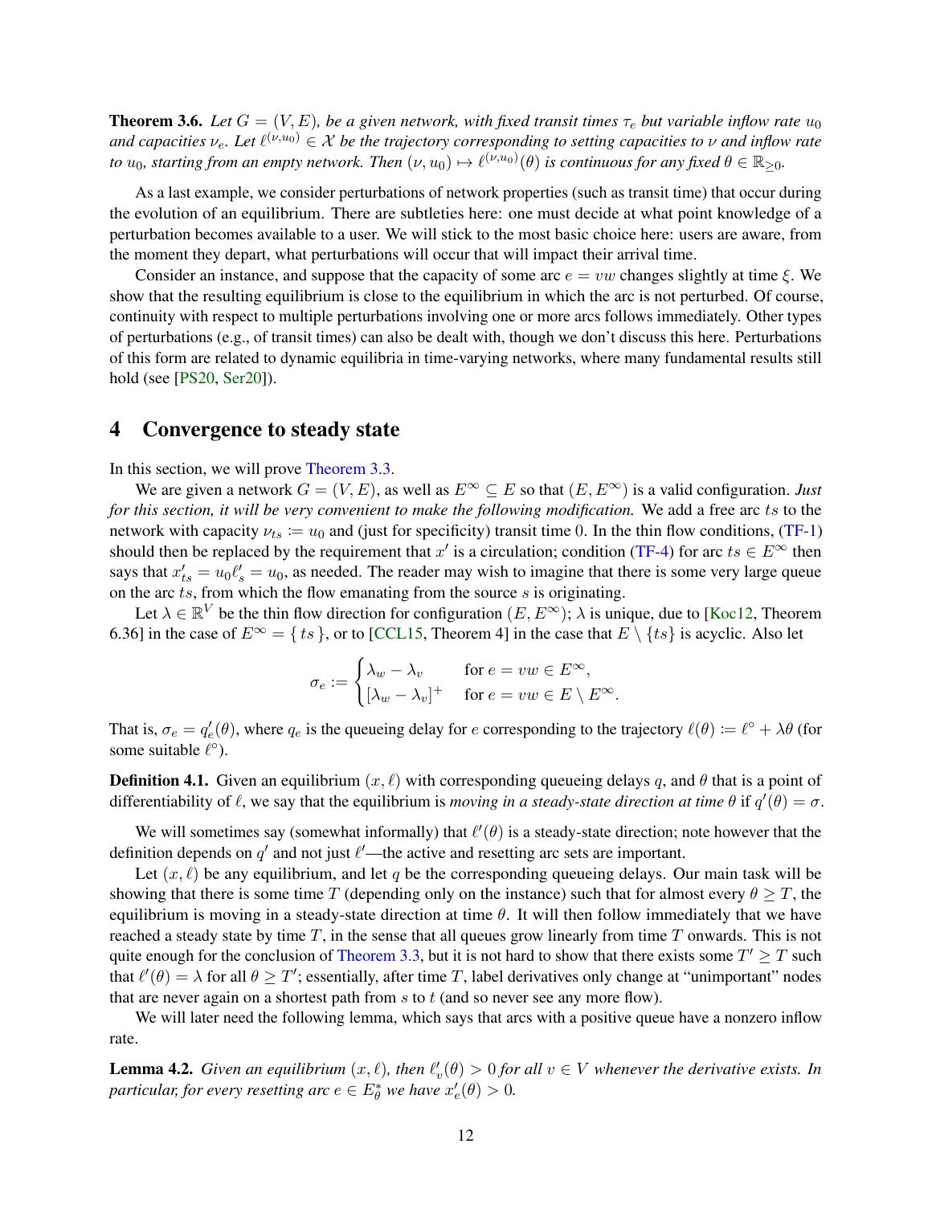**Theorem 3.6.** *Let $G = (V, E)$, be a given network, with fixed transit times $\tau_e$ but variable inflow rate $u_0$ and capacities $\nu_e$. Let $\ell^{(\nu,u_0)} \in \mathcal{X}$ be the trajectory corresponding to setting capacities to $\nu$ and inflow rate to $u_0$, starting from an empty network. Then $(\nu, u_0) \mapsto \ell^{(\nu,u_0)}(\theta)$ is continuous for any fixed $\theta \in \mathbb{R}_{\geq 0}$.*

As a last example, we consider perturbations of network properties (such as transit time) that occur during the evolution of an equilibrium. There are subtleties here: one must decide at what point knowledge of a perturbation becomes available to a user. We will stick to the most basic choice here: users are aware, from the moment they depart, what perturbations will occur that will impact their arrival time.

Consider an instance, and suppose that the capacity of some arc $e = vw$ changes slightly at time $\xi$. We show that the resulting equilibrium is close to the equilibrium in which the arc is not perturbed. Of course, continuity with respect to multiple perturbations involving one or more arcs follows immediately. Other types of perturbations (e.g., of transit times) can also be dealt with, though we don't discuss this here. Perturbations of this form are related to dynamic equilibria in time-varying networks, where many fundamental results still hold (see [PS20, Ser20]).

# 4 Convergence to steady state

In this section, we will prove Theorem 3.3.

We are given a network $G = (V, E)$, as well as $E^\infty \subseteq E$ so that $(E, E^\infty)$ is a valid configuration. *Just for this section, it will be very convenient to make the following modification.* We add a free arc $ts$ to the network with capacity $\nu_{ts} := u_0$ and (just for specificity) transit time 0. In the thin flow conditions, (TF-1) should then be replaced by the requirement that $x'$ is a circulation; condition (TF-4) for arc $ts \in E^\infty$ then says that $x'_{ts} = u_0 \ell'_s = u_0$, as needed. The reader may wish to imagine that there is some very large queue on the arc $ts$, from which the flow emanating from the source $s$ is originating.

Let $\lambda \in \mathbb{R}^V$ be the thin flow direction for configuration $(E, E^\infty)$; $\lambda$ is unique, due to [Koc12, Theorem 6.36] in the case of $E^\infty = \{ ts \}$, or to [CCL15, Theorem 4] in the case that $E \setminus \{ts\}$ is acyclic. Also let

$$\sigma_e := \begin{cases} \lambda_w - \lambda_v & \text{for } e = vw \in E^\infty, \\ [\lambda_w - \lambda_v]^+ & \text{for } e = vw \in E \setminus E^\infty. \end{cases}$$

That is, $\sigma_e = q'_e(\theta)$, where $q_e$ is the queueing delay for $e$ corresponding to the trajectory $\ell(\theta) := \ell^\circ + \lambda\theta$ (for some suitable $\ell^\circ$).

**Definition 4.1.** Given an equilibrium $(x, \ell)$ with corresponding queueing delays $q$, and $\theta$ that is a point of differentiability of $\ell$, we say that the equilibrium is *moving in a steady-state direction at time* $\theta$ if $q'(\theta) = \sigma$.

We will sometimes say (somewhat informally) that $\ell'(\theta)$ is a steady-state direction; note however that the definition depends on $q'$ and not just $\ell'$—the active and resetting arc sets are important.

Let $(x, \ell)$ be any equilibrium, and let $q$ be the corresponding queueing delays. Our main task will be showing that there is some time $T$ (depending only on the instance) such that for almost every $\theta \geq T$, the equilibrium is moving in a steady-state direction at time $\theta$. It will then follow immediately that we have reached a steady state by time $T$, in the sense that all queues grow linearly from time $T$ onwards. This is not quite enough for the conclusion of Theorem 3.3, but it is not hard to show that there exists some $T' \geq T$ such that $\ell'(\theta) = \lambda$ for all $\theta \geq T'$; essentially, after time $T$, label derivatives only change at "unimportant" nodes that are never again on a shortest path from $s$ to $t$ (and so never see any more flow).

We will later need the following lemma, which says that arcs with a positive queue have a nonzero inflow rate.

**Lemma 4.2.** *Given an equilibrium $(x, \ell)$, then $\ell'_v(\theta) > 0$ for all $v \in V$ whenever the derivative exists. In particular, for every resetting arc $e \in E^*_\theta$ we have $x'_e(\theta) > 0$.*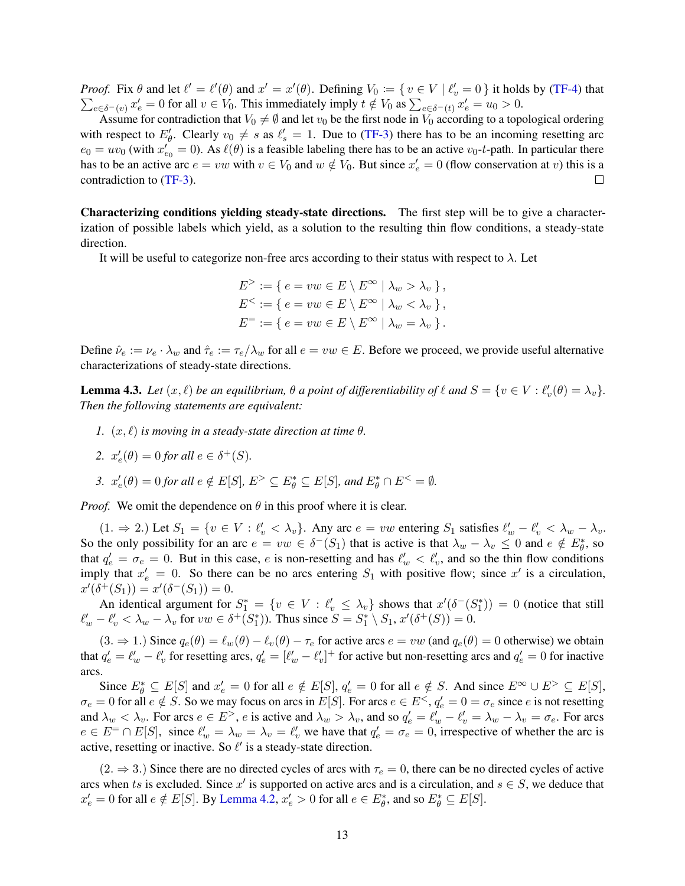*Proof.* Fix $\theta$ and let $\ell' = \ell'(\theta)$ and $x' = x'(\theta)$. Defining $V_0 := \{ v \in V \mid \ell'_v = 0 \}$ it holds by (TF-4) that $\sum_{e \in \delta^-(v)} x'_e = 0$ for all $v \in V_0$. This immediately imply $t \notin V_0$ as $\sum_{e \in \delta^-(t)} x'_e = u_0 > 0$.

Assume for contradiction that $V_0 \neq \emptyset$ and let $v_0$ be the first node in $V_0$ according to a topological ordering with respect to $E'_\theta$. Clearly $v_0 \neq s$ as $\ell'_s = 1$. Due to (TF-3) there has to be an incoming resetting arc $e_0 = uv_0$ (with $x'_{e_0} = 0$). As $\ell(\theta)$ is a feasible labeling there has to be an active $v_0$-$t$-path. In particular there has to be an active arc $e = vw$ with $v \in V_0$ and $w \notin V_0$. But since $x'_e = 0$ (flow conservation at $v$) this is a contradiction to (TF-3). ☐

**Characterizing conditions yielding steady-state directions.** The first step will be to give a characterization of possible labels which yield, as a solution to the resulting thin flow conditions, a steady-state direction.

It will be useful to categorize non-free arcs according to their status with respect to $\lambda$. Let

$$
\begin{aligned}
E^> &:= \{ e = vw \in E \setminus E^\infty \mid \lambda_w > \lambda_v \}, \\
E^< &:= \{ e = vw \in E \setminus E^\infty \mid \lambda_w < \lambda_v \}, \\
E^= &:= \{ e = vw \in E \setminus E^\infty \mid \lambda_w = \lambda_v \}.
\end{aligned}
$$

Define $\hat{\nu}_e := \nu_e \cdot \lambda_w$ and $\hat{\tau}_e := \tau_e / \lambda_w$ for all $e = vw \in E$. Before we proceed, we provide useful alternative characterizations of steady-state directions.

**Lemma 4.3.** *Let $(x, \ell)$ be an equilibrium, $\theta$ a point of differentiability of $\ell$ and $S = \{v \in V : \ell'_v(\theta) = \lambda_v\}$. Then the following statements are equivalent:*

1. *$(x, \ell)$ is moving in a steady-state direction at time $\theta$.*
2. *$x'_e(\theta) = 0$ for all $e \in \delta^+(S)$.*
3. *$x'_e(\theta) = 0$ for all $e \notin E[S]$, $E^> \subseteq E^*_\theta \subseteq E[S]$, and $E^*_\theta \cap E^< = \emptyset$.*

*Proof.* We omit the dependence on $\theta$ in this proof where it is clear.

(1. $\Rightarrow$ 2.) Let $S_1 = \{v \in V : \ell'_v < \lambda_v\}$. Any arc $e = vw$ entering $S_1$ satisfies $\ell'_w - \ell'_v < \lambda_w - \lambda_v$. So the only possibility for an arc $e = vw \in \delta^-(S_1)$ that is active is that $\lambda_w - \lambda_v \leq 0$ and $e \notin E^*_\theta$, so that $q'_e = \sigma_e = 0$. But in this case, $e$ is non-resetting and has $\ell'_w < \ell'_v$, and so the thin flow conditions imply that $x'_e = 0$. So there can be no arcs entering $S_1$ with positive flow; since $x'$ is a circulation, $x'(\delta^+(S_1)) = x'(\delta^-(S_1)) = 0$.

An identical argument for $S_1^* = \{v \in V : \ell'_v \leq \lambda_v\}$ shows that $x'(\delta^-(S_1^*)) = 0$ (notice that still $\ell'_w - \ell'_v < \lambda_w - \lambda_v$ for $vw \in \delta^+(S_1^*)$). Thus since $S = S_1^* \setminus S_1$, $x'(\delta^+(S)) = 0$.

(3. $\Rightarrow$ 1.) Since $q_e(\theta) = \ell_w(\theta) - \ell_v(\theta) - \tau_e$ for active arcs $e = vw$ (and $q_e(\theta) = 0$ otherwise) we obtain that $q'_e = \ell'_w - \ell'_v$ for resetting arcs, $q'_e = [\ell'_w - \ell'_v]^+$ for active but non-resetting arcs and $q'_e = 0$ for inactive arcs.

Since $E^*_\theta \subseteq E[S]$ and $x'_e = 0$ for all $e \notin E[S]$, $q'_e = 0$ for all $e \notin S$. And since $E^\infty \cup E^> \subseteq E[S]$, $\sigma_e = 0$ for all $e \notin S$. So we may focus on arcs in $E[S]$. For arcs $e \in E^<$, $q'_e = 0 = \sigma_e$ since $e$ is not resetting and $\lambda_w < \lambda_v$. For arcs $e \in E^>$, $e$ is active and $\lambda_w > \lambda_v$, and so $q'_e = \ell'_w - \ell'_v = \lambda_w - \lambda_v = \sigma_e$. For arcs $e \in E^= \cap E[S]$, since $\ell'_w = \lambda_w = \lambda_v = \ell'_v$ we have that $q'_e = \sigma_e = 0$, irrespective of whether the arc is active, resetting or inactive. So $\ell'$ is a steady-state direction.

(2. $\Rightarrow$ 3.) Since there are no directed cycles of arcs with $\tau_e = 0$, there can be no directed cycles of active arcs when $ts$ is excluded. Since $x'$ is supported on active arcs and is a circulation, and $s \in S$, we deduce that $x'_e = 0$ for all $e \notin E[S]$. By Lemma 4.2, $x'_e > 0$ for all $e \in E^*_\theta$, and so $E^*_\theta \subseteq E[S]$.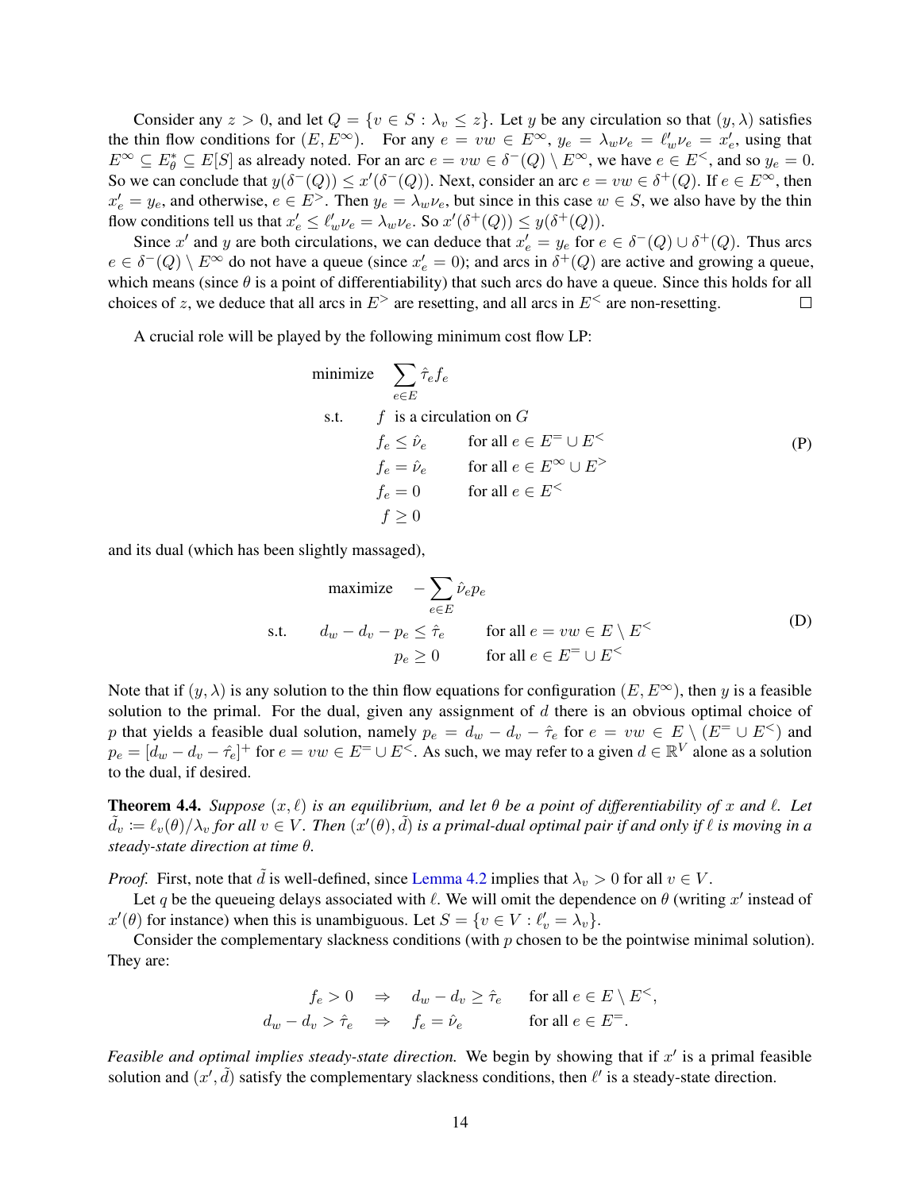Consider any $z > 0$, and let $Q = \{v \in S : \lambda_v \leq z\}$. Let $y$ be any circulation so that $(y, \lambda)$ satisfies the thin flow conditions for $(E, E^\infty)$. For any $e = vw \in E^\infty$, $y_e = \lambda_w \nu_e = \ell'_w \nu_e = x'_e$, using that $E^\infty \subseteq E^*_\theta \subseteq E[S]$ as already noted. For an arc $e = vw \in \delta^-(Q) \setminus E^\infty$, we have $e \in E^<$, and so $y_e = 0$. So we can conclude that $y(\delta^-(Q)) \leq x'(\delta^-(Q))$. Next, consider an arc $e = vw \in \delta^+(Q)$. If $e \in E^\infty$, then $x'_e = y_e$, and otherwise, $e \in E^>$. Then $y_e = \lambda_w \nu_e$, but since in this case $w \in S$, we also have by the thin flow conditions tell us that $x'_e \leq \ell'_w \nu_e = \lambda_w \nu_e$. So $x'(\delta^+(Q)) \leq y(\delta^+(Q))$.

Since $x'$ and $y$ are both circulations, we can deduce that $x'_e = y_e$ for $e \in \delta^-(Q) \cup \delta^+(Q)$. Thus arcs $e \in \delta^-(Q) \setminus E^\infty$ do not have a queue (since $x'_e = 0$); and arcs in $\delta^+(Q)$ are active and growing a queue, which means (since $\theta$ is a point of differentiability) that such arcs do have a queue. Since this holds for all choices of $z$, we deduce that all arcs in $E^>$ are resetting, and all arcs in $E^<$ are non-resetting. ◻

A crucial role will be played by the following minimum cost flow LP:

$$
\begin{aligned}
\text{minimize} \quad & \sum_{e \in E} \hat{\tau}_e f_e \\
\text{s.t.} \quad & f \ \text{ is a circulation on } G \\
& f_e \leq \hat{\nu}_e \qquad \text{for all } e \in E^= \cup E^< \\
& f_e = \hat{\nu}_e \qquad \text{for all } e \in E^\infty \cup E^> \\
& f_e = 0 \qquad \text{for all } e \in E^< \\
& f \geq 0
\end{aligned}
\tag{P}
$$

and its dual (which has been slightly massaged),

$$
\begin{aligned}
\text{maximize} \quad & -\sum_{e \in E} \hat{\nu}_e p_e \\
\text{s.t.} \quad & d_w - d_v - p_e \leq \hat{\tau}_e \qquad \text{for all } e = vw \in E \setminus E^< \\
& p_e \geq 0 \qquad \text{for all } e \in E^= \cup E^<
\end{aligned}
\tag{D}
$$

Note that if $(y, \lambda)$ is any solution to the thin flow equations for configuration $(E, E^\infty)$, then $y$ is a feasible solution to the primal. For the dual, given any assignment of $d$ there is an obvious optimal choice of $p$ that yields a feasible dual solution, namely $p_e = d_w - d_v - \hat{\tau}_e$ for $e = vw \in E \setminus (E^= \cup E^<)$ and $p_e = [d_w - d_v - \hat{\tau}_e]^+$ for $e = vw \in E^= \cup E^<$. As such, we may refer to a given $d \in \mathbb{R}^V$ alone as a solution to the dual, if desired.

**Theorem 4.4.** *Suppose $(x, \ell)$ is an equilibrium, and let $\theta$ be a point of differentiability of $x$ and $\ell$. Let $\tilde{d}_v := \ell_v(\theta)/\lambda_v$ for all $v \in V$. Then $(x'(\theta), \tilde{d})$ is a primal-dual optimal pair if and only if $\ell$ is moving in a steady-state direction at time $\theta$.*

*Proof.* First, note that $\tilde{d}$ is well-defined, since Lemma 4.2 implies that $\lambda_v > 0$ for all $v \in V$.

Let $q$ be the queueing delays associated with $\ell$. We will omit the dependence on $\theta$ (writing $x'$ instead of $x'(\theta)$ for instance) when this is unambiguous. Let $S = \{v \in V : \ell'_v = \lambda_v\}$.

Consider the complementary slackness conditions (with $p$ chosen to be the pointwise minimal solution). They are:

$$
\begin{aligned}
f_e > 0 \quad &\Rightarrow \quad d_w - d_v \geq \hat{\tau}_e \qquad \text{for all } e \in E \setminus E^<, \\
d_w - d_v > \hat{\tau}_e \quad &\Rightarrow \quad f_e = \hat{\nu}_e \qquad \text{for all } e \in E^=.
\end{aligned}
$$

*Feasible and optimal implies steady-state direction.* We begin by showing that if $x'$ is a primal feasible solution and $(x', \tilde{d})$ satisfy the complementary slackness conditions, then $\ell'$ is a steady-state direction.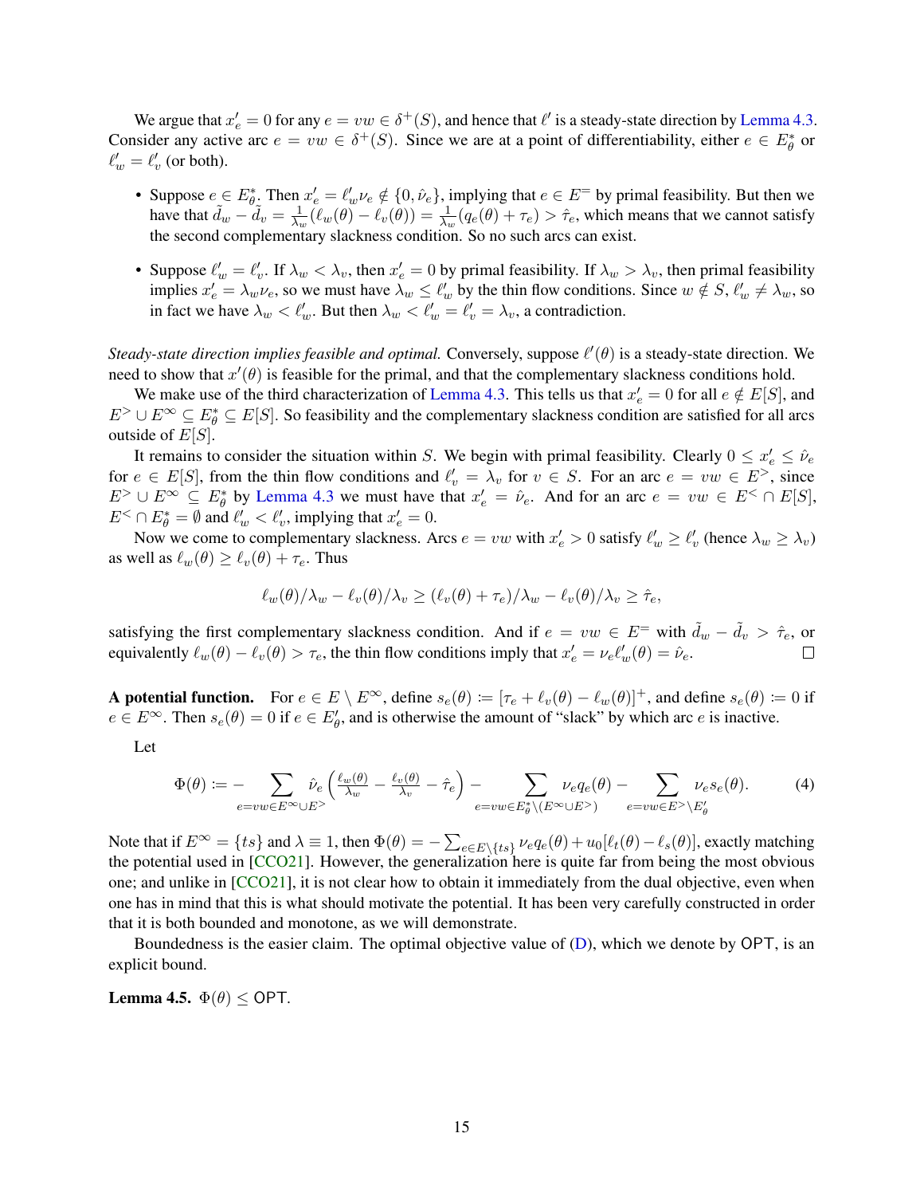We argue that $x'_e = 0$ for any $e = vw \in \delta^+(S)$, and hence that $\ell'$ is a steady-state direction by Lemma 4.3. Consider any active arc $e = vw \in \delta^+(S)$. Since we are at a point of differentiability, either $e \in E^*_\theta$ or $\ell'_w = \ell'_v$ (or both).

- Suppose $e \in E^*_\theta$. Then $x'_e = \ell'_w \nu_e \notin \{0, \hat{\nu}_e\}$, implying that $e \in E^=$ by primal feasibility. But then we have that $\tilde{d}_w - \tilde{d}_v = \frac{1}{\lambda_w}(\ell_w(\theta) - \ell_v(\theta)) = \frac{1}{\lambda_w}(q_e(\theta) + \tau_e) > \hat{\tau}_e$, which means that we cannot satisfy the second complementary slackness condition. So no such arcs can exist.
- Suppose $\ell'_w = \ell'_v$. If $\lambda_w < \lambda_v$, then $x'_e = 0$ by primal feasibility. If $\lambda_w > \lambda_v$, then primal feasibility implies $x'_e = \lambda_w \nu_e$, so we must have $\lambda_w \leq \ell'_w$ by the thin flow conditions. Since $w \notin S$, $\ell'_w \neq \lambda_w$, so in fact we have $\lambda_w < \ell'_w$. But then $\lambda_w < \ell'_w = \ell'_v = \lambda_v$, a contradiction.

*Steady-state direction implies feasible and optimal.* Conversely, suppose $\ell'(\theta)$ is a steady-state direction. We need to show that $x'(\theta)$ is feasible for the primal, and that the complementary slackness conditions hold.

We make use of the third characterization of Lemma 4.3. This tells us that $x'_e = 0$ for all $e \notin E[S]$, and $E^> \cup E^\infty \subseteq E^*_\theta \subseteq E[S]$. So feasibility and the complementary slackness condition are satisfied for all arcs outside of $E[S]$.

It remains to consider the situation within $S$. We begin with primal feasibility. Clearly $0 \leq x'_e \leq \hat{\nu}_e$ for $e \in E[S]$, from the thin flow conditions and $\ell'_v = \lambda_v$ for $v \in S$. For an arc $e = vw \in E^>$, since $E^> \cup E^\infty \subseteq E^*_\theta$ by Lemma 4.3 we must have that $x'_e = \hat{\nu}_e$. And for an arc $e = vw \in E^< \cap E[S]$, $E^< \cap E^*_\theta = \emptyset$ and $\ell'_w < \ell'_v$, implying that $x'_e = 0$.

Now we come to complementary slackness. Arcs $e = vw$ with $x'_e > 0$ satisfy $\ell'_w \geq \ell'_v$ (hence $\lambda_w \geq \lambda_v$) as well as $\ell_w(\theta) \geq \ell_v(\theta) + \tau_e$. Thus

$$\ell_w(\theta)/\lambda_w - \ell_v(\theta)/\lambda_v \geq (\ell_v(\theta) + \tau_e)/\lambda_w - \ell_v(\theta)/\lambda_v \geq \hat{\tau}_e,$$

satisfying the first complementary slackness condition. And if $e = vw \in E^=$ with $\tilde{d}_w - \tilde{d}_v > \hat{\tau}_e$, or equivalently $\ell_w(\theta) - \ell_v(\theta) > \tau_e$, the thin flow conditions imply that $x'_e = \nu_e \ell'_w(\theta) = \hat{\nu}_e$. $\square$

**A potential function.** For $e \in E \setminus E^\infty$, define $s_e(\theta) := [\tau_e + \ell_v(\theta) - \ell_w(\theta)]^+$, and define $s_e(\theta) := 0$ if $e \in E^\infty$. Then $s_e(\theta) = 0$ if $e \in E'_\theta$, and is otherwise the amount of "slack" by which arc $e$ is inactive.

Let

$$\Phi(\theta) := -\sum_{e=vw \in E^\infty \cup E^>} \hat{\nu}_e \left( \tfrac{\ell_w(\theta)}{\lambda_w} - \tfrac{\ell_v(\theta)}{\lambda_v} - \hat{\tau}_e \right) - \sum_{e=vw \in E^*_\theta \setminus (E^\infty \cup E^>)} \nu_e q_e(\theta) - \sum_{e=vw \in E^> \setminus E'_\theta} \nu_e s_e(\theta). \tag{4}$$

Note that if $E^\infty = \{ts\}$ and $\lambda \equiv 1$, then $\Phi(\theta) = -\sum_{e \in E \setminus \{ts\}} \nu_e q_e(\theta) + u_0[\ell_t(\theta) - \ell_s(\theta)]$, exactly matching the potential used in [CCO21]. However, the generalization here is quite far from being the most obvious one; and unlike in [CCO21], it is not clear how to obtain it immediately from the dual objective, even when one has in mind that this is what should motivate the potential. It has been very carefully constructed in order that it is both bounded and monotone, as we will demonstrate.

Boundedness is the easier claim. The optimal objective value of (D), which we denote by $\mathsf{OPT}$, is an explicit bound.

**Lemma 4.5.** $\Phi(\theta) \leq \mathsf{OPT}$.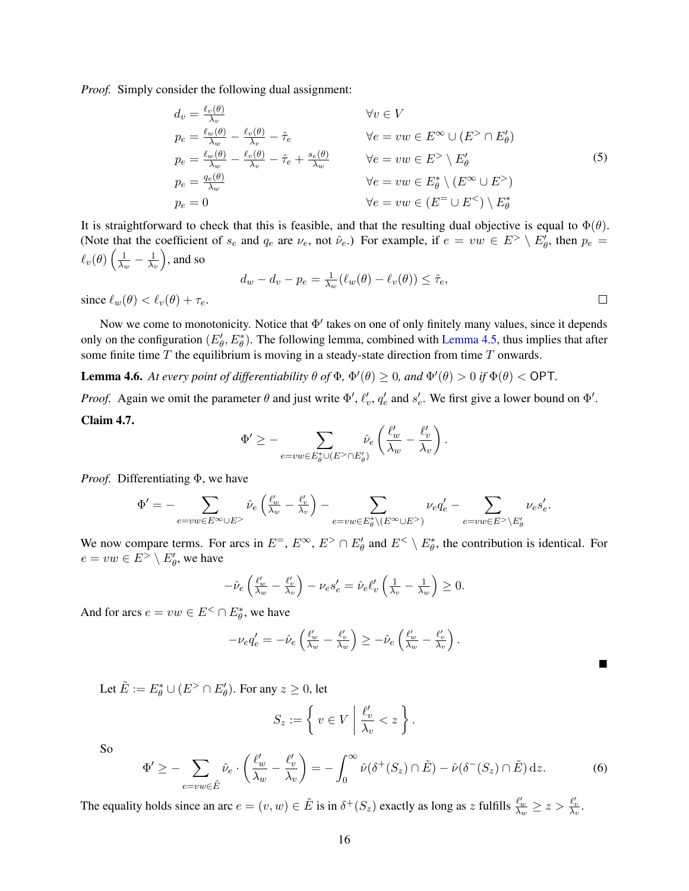*Proof.* Simply consider the following dual assignment:

$$
\begin{aligned}
d_v &= \tfrac{\ell_v(\theta)}{\lambda_v} && \forall v \in V \\
p_e &= \tfrac{\ell_w(\theta)}{\lambda_w} - \tfrac{\ell_v(\theta)}{\lambda_v} - \hat{\tau}_e && \forall e = vw \in E^\infty \cup (E^> \cap E'_\theta) \\
p_e &= \tfrac{\ell_w(\theta)}{\lambda_w} - \tfrac{\ell_v(\theta)}{\lambda_v} - \hat{\tau}_e + \tfrac{s_e(\theta)}{\lambda_w} && \forall e = vw \in E^> \setminus E'_\theta \\
p_e &= \tfrac{q_e(\theta)}{\lambda_w} && \forall e = vw \in E^*_\theta \setminus (E^\infty \cup E^>) \\
p_e &= 0 && \forall e = vw \in (E^= \cup E^<) \setminus E^*_\theta
\end{aligned}
\tag{5}
$$

It is straightforward to check that this is feasible, and that the resulting dual objective is equal to $\Phi(\theta)$. (Note that the coefficient of $s_e$ and $q_e$ are $\nu_e$, not $\hat{\nu}_e$.) For example, if $e = vw \in E^> \setminus E'_\theta$, then $p_e = \ell_v(\theta)\left(\frac{1}{\lambda_w} - \frac{1}{\lambda_v}\right)$, and so

$$d_w - d_v - p_e = \tfrac{1}{\lambda_w}(\ell_w(\theta) - \ell_v(\theta)) \leq \hat{\tau}_e,$$

since $\ell_w(\theta) < \ell_v(\theta) + \tau_e$. $\square$

Now we come to monotonicity. Notice that $\Phi'$ takes on one of only finitely many values, since it depends only on the configuration $(E'_\theta, E^*_\theta)$. The following lemma, combined with Lemma 4.5, thus implies that after some finite time $T$ the equilibrium is moving in a steady-state direction from time $T$ onwards.

**Lemma 4.6.** *At every point of differentiability $\theta$ of $\Phi$, $\Phi'(\theta) \geq 0$, and $\Phi'(\theta) > 0$ if $\Phi(\theta) < \mathsf{OPT}$.*

*Proof.* Again we omit the parameter $\theta$ and just write $\Phi'$, $\ell'_v$, $q'_e$ and $s'_e$. We first give a lower bound on $\Phi'$.

**Claim 4.7.**

$$\Phi' \geq - \sum_{e=vw \in E^*_\theta \cup (E^> \cap E'_\theta)} \hat{\nu}_e \left( \frac{\ell'_w}{\lambda_w} - \frac{\ell'_v}{\lambda_v} \right).$$

*Proof.* Differentiating $\Phi$, we have

$$\Phi' = - \sum_{e=vw \in E^\infty \cup E^>} \hat{\nu}_e \left( \tfrac{\ell'_w}{\lambda_w} - \tfrac{\ell'_v}{\lambda_v} \right) - \sum_{e=vw \in E^*_\theta \setminus (E^\infty \cup E^>)} \nu_e q'_e - \sum_{e=vw \in E^> \setminus E'_\theta} \nu_e s'_e.$$

We now compare terms. For arcs in $E^=$, $E^\infty$, $E^> \cap E'_\theta$ and $E^< \setminus E^*_\theta$, the contribution is identical. For $e = vw \in E^> \setminus E'_\theta$, we have

$$-\hat{\nu}_e \left( \tfrac{\ell'_w}{\lambda_w} - \tfrac{\ell'_v}{\lambda_v} \right) - \nu_e s'_e = \hat{\nu}_e \ell'_v \left( \tfrac{1}{\lambda_v} - \tfrac{1}{\lambda_w} \right) \geq 0.$$

And for arcs $e = vw \in E^< \cap E^*_\theta$, we have

$$-\nu_e q'_e = -\hat{\nu}_e \left( \tfrac{\ell'_w}{\lambda_w} - \tfrac{\ell'_v}{\lambda_w} \right) \geq -\hat{\nu}_e \left( \tfrac{\ell'_w}{\lambda_w} - \tfrac{\ell'_v}{\lambda_v} \right).$$

$\blacksquare$

Let $\tilde{E} := E^*_\theta \cup (E^> \cap E'_\theta)$. For any $z \geq 0$, let

$$S_z := \left\{ v \in V \;\middle|\; \frac{\ell'_v}{\lambda_v} < z \right\}.$$

So

$$\Phi' \geq - \sum_{e=vw \in \tilde{E}} \hat{\nu}_e \cdot \left( \frac{\ell'_w}{\lambda_w} - \frac{\ell'_v}{\lambda_v} \right) = - \int_0^\infty \hat{\nu}(\delta^+(S_z) \cap \tilde{E}) - \hat{\nu}(\delta^-(S_z) \cap \tilde{E}) \,\mathrm{d}z. \tag{6}$$

The equality holds since an arc $e = (v, w) \in \tilde{E}$ is in $\delta^+(S_z)$ exactly as long as $z$ fulfills $\frac{\ell'_w}{\lambda_w} \geq z > \frac{\ell'_v}{\lambda_v}$.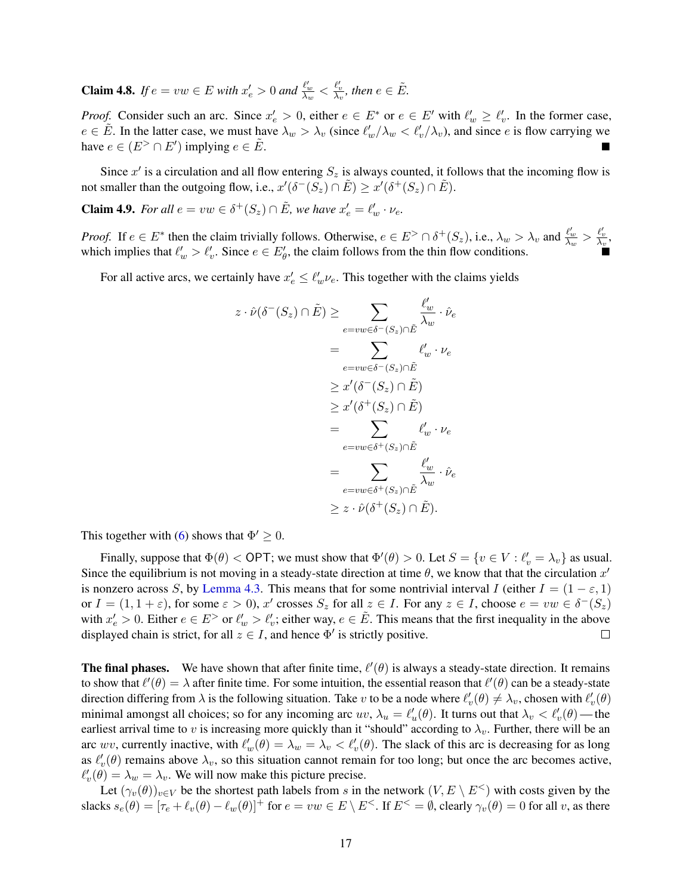**Claim 4.8.** *If $e = vw \in E$ with $x'_e > 0$ and $\frac{\ell'_w}{\lambda_w} < \frac{\ell'_v}{\lambda_v}$, then $e \in \tilde{E}$.*

*Proof.* Consider such an arc. Since $x'_e > 0$, either $e \in E^*$ or $e \in E'$ with $\ell'_w \geq \ell'_v$. In the former case, $e \in \tilde{E}$. In the latter case, we must have $\lambda_w > \lambda_v$ (since $\ell'_w/\lambda_w < \ell'_v/\lambda_v$), and since $e$ is flow carrying we have $e \in (E^> \cap E')$ implying $e \in \tilde{E}$. ∎

Since $x'$ is a circulation and all flow entering $S_z$ is always counted, it follows that the incoming flow is not smaller than the outgoing flow, i.e., $x'(\delta^-(S_z) \cap \tilde{E}) \geq x'(\delta^+(S_z) \cap \tilde{E})$.

**Claim 4.9.** *For all $e = vw \in \delta^+(S_z) \cap \tilde{E}$, we have $x'_e = \ell'_w \cdot \nu_e$.*

*Proof.* If $e \in E^*$ then the claim trivially follows. Otherwise, $e \in E^> \cap \delta^+(S_z)$, i.e., $\lambda_w > \lambda_v$ and $\frac{\ell'_w}{\lambda_w} > \frac{\ell'_v}{\lambda_v}$, which implies that $\ell'_w > \ell'_v$. Since $e \in E'_\theta$, the claim follows from the thin flow conditions. ∎

For all active arcs, we certainly have $x'_e \leq \ell'_w \nu_e$. This together with the claims yields

$$
\begin{aligned}
z \cdot \hat{\nu}(\delta^-(S_z) \cap \tilde{E}) &\geq \sum_{e = vw \in \delta^-(S_z) \cap \tilde{E}} \frac{\ell'_w}{\lambda_w} \cdot \hat{\nu}_e \\
&= \sum_{e = vw \in \delta^-(S_z) \cap \tilde{E}} \ell'_w \cdot \nu_e \\
&\geq x'(\delta^-(S_z) \cap \tilde{E}) \\
&\geq x'(\delta^+(S_z) \cap \tilde{E}) \\
&= \sum_{e = vw \in \delta^+(S_z) \cap \tilde{E}} \ell'_w \cdot \nu_e \\
&= \sum_{e = vw \in \delta^+(S_z) \cap \tilde{E}} \frac{\ell'_w}{\lambda_w} \cdot \hat{\nu}_e \\
&\geq z \cdot \hat{\nu}(\delta^+(S_z) \cap \tilde{E}).
\end{aligned}
$$

This together with (6) shows that $\Phi' \geq 0$.

Finally, suppose that $\Phi(\theta) < \mathsf{OPT}$; we must show that $\Phi'(\theta) > 0$. Let $S = \{v \in V : \ell'_v = \lambda_v\}$ as usual. Since the equilibrium is not moving in a steady-state direction at time $\theta$, we know that that the circulation $x'$ is nonzero across $S$, by Lemma 4.3. This means that for some nontrivial interval $I$ (either $I = (1 - \varepsilon, 1)$ or $I = (1, 1 + \varepsilon)$, for some $\varepsilon > 0$), $x'$ crosses $S_z$ for all $z \in I$. For any $z \in I$, choose $e = vw \in \delta^-(S_z)$ with $x'_e > 0$. Either $e \in E^>$ or $\ell'_w > \ell'_v$; either way, $e \in \tilde{E}$. This means that the first inequality in the above displayed chain is strict, for all $z \in I$, and hence $\Phi'$ is strictly positive. □

**The final phases.** We have shown that after finite time, $\ell'(\theta)$ is always a steady-state direction. It remains to show that $\ell'(\theta) = \lambda$ after finite time. For some intuition, the essential reason that $\ell'(\theta)$ can be a steady-state direction differing from $\lambda$ is the following situation. Take $v$ to be a node where $\ell'_v(\theta) \neq \lambda_v$, chosen with $\ell'_v(\theta)$ minimal amongst all choices; so for any incoming arc $uv$, $\lambda_u = \ell'_u(\theta)$. It turns out that $\lambda_v < \ell'_v(\theta)$ — the earliest arrival time to $v$ is increasing more quickly than it "should" according to $\lambda_v$. Further, there will be an arc $wv$, currently inactive, with $\ell'_w(\theta) = \lambda_w = \lambda_v < \ell'_v(\theta)$. The slack of this arc is decreasing for as long as $\ell'_v(\theta)$ remains above $\lambda_v$, so this situation cannot remain for too long; but once the arc becomes active, $\ell'_v(\theta) = \lambda_w = \lambda_v$. We will now make this picture precise.

Let $(\gamma_v(\theta))_{v \in V}$ be the shortest path labels from $s$ in the network $(V, E \setminus E^<)$ with costs given by the slacks $s_e(\theta) = [\tau_e + \ell_v(\theta) - \ell_w(\theta)]^+$ for $e = vw \in E \setminus E^<$. If $E^< = \emptyset$, clearly $\gamma_v(\theta) = 0$ for all $v$, as there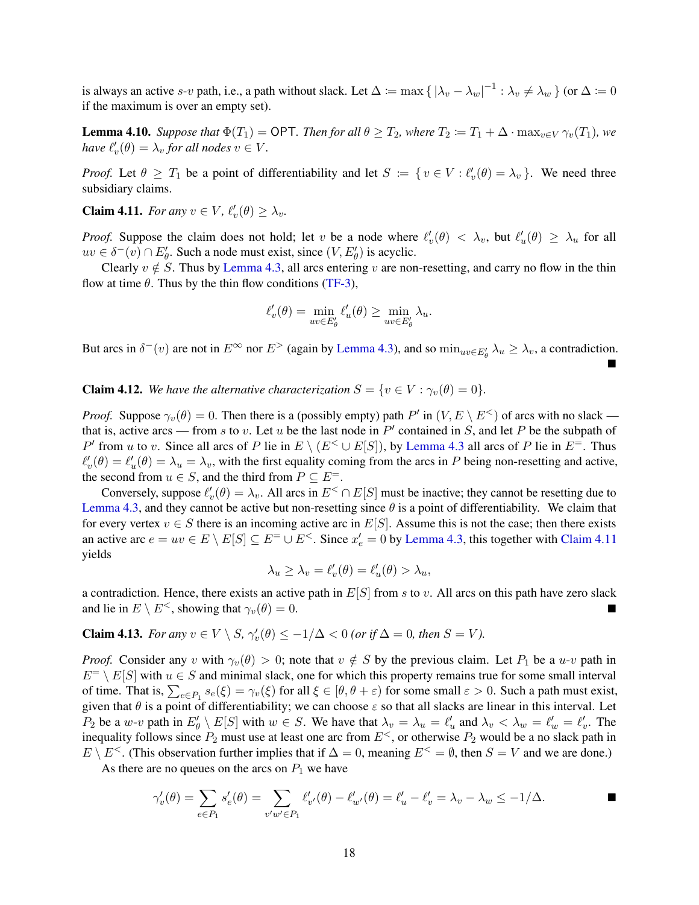is always an active $s$-$v$ path, i.e., a path without slack. Let $\Delta := \max\{\, |\lambda_v - \lambda_w|^{-1} : \lambda_v \neq \lambda_w \,\}$ (or $\Delta := 0$ if the maximum is over an empty set).

**Lemma 4.10.** *Suppose that $\Phi(T_1) = \mathsf{OPT}$. Then for all $\theta \geq T_2$, where $T_2 := T_1 + \Delta \cdot \max_{v \in V} \gamma_v(T_1)$, we have $\ell'_v(\theta) = \lambda_v$ for all nodes $v \in V$.*

*Proof.* Let $\theta \geq T_1$ be a point of differentiability and let $S := \{\, v \in V : \ell'_v(\theta) = \lambda_v \,\}$. We need three subsidiary claims.

**Claim 4.11.** *For any $v \in V$, $\ell'_v(\theta) \geq \lambda_v$.*

*Proof.* Suppose the claim does not hold; let $v$ be a node where $\ell'_v(\theta) < \lambda_v$, but $\ell'_u(\theta) \geq \lambda_u$ for all $uv \in \delta^-(v) \cap E'_\theta$. Such a node must exist, since $(V, E'_\theta)$ is acyclic.

Clearly $v \notin S$. Thus by Lemma 4.3, all arcs entering $v$ are non-resetting, and carry no flow in the thin flow at time $\theta$. Thus by the thin flow conditions (TF-3),

$$\ell'_v(\theta) = \min_{uv \in E'_\theta} \ell'_u(\theta) \geq \min_{uv \in E'_\theta} \lambda_u.$$

But arcs in $\delta^-(v)$ are not in $E^\infty$ nor $E^>$ (again by Lemma 4.3), and so $\min_{uv \in E'_\theta} \lambda_u \geq \lambda_v$, a contradiction. ∎

**Claim 4.12.** *We have the alternative characterization $S = \{v \in V : \gamma_v(\theta) = 0\}$.*

*Proof.* Suppose $\gamma_v(\theta) = 0$. Then there is a (possibly empty) path $P'$ in $(V, E \setminus E^<)$ of arcs with no slack — that is, active arcs — from $s$ to $v$. Let $u$ be the last node in $P'$ contained in $S$, and let $P$ be the subpath of $P'$ from $u$ to $v$. Since all arcs of $P$ lie in $E \setminus (E^< \cup E[S])$, by Lemma 4.3 all arcs of $P$ lie in $E^=$. Thus $\ell'_v(\theta) = \ell'_u(\theta) = \lambda_u = \lambda_v$, with the first equality coming from the arcs in $P$ being non-resetting and active, the second from $u \in S$, and the third from $P \subseteq E^=$.

Conversely, suppose $\ell'_v(\theta) = \lambda_v$. All arcs in $E^< \cap E[S]$ must be inactive; they cannot be resetting due to Lemma 4.3, and they cannot be active but non-resetting since $\theta$ is a point of differentiability. We claim that for every vertex $v \in S$ there is an incoming active arc in $E[S]$. Assume this is not the case; then there exists an active arc $e = uv \in E \setminus E[S] \subseteq E^= \cup E^<$. Since $x'_e = 0$ by Lemma 4.3, this together with Claim 4.11 yields

$$\lambda_u \geq \lambda_v = \ell'_v(\theta) = \ell'_u(\theta) > \lambda_u,$$

a contradiction. Hence, there exists an active path in $E[S]$ from $s$ to $v$. All arcs on this path have zero slack and lie in $E \setminus E^<$, showing that $\gamma_v(\theta) = 0$. ∎

**Claim 4.13.** *For any $v \in V \setminus S$, $\gamma'_v(\theta) \leq -1/\Delta < 0$ (or if $\Delta = 0$, then $S = V$).*

*Proof.* Consider any $v$ with $\gamma_v(\theta) > 0$; note that $v \notin S$ by the previous claim. Let $P_1$ be a $u$-$v$ path in $E^= \setminus E[S]$ with $u \in S$ and minimal slack, one for which this property remains true for some small interval of time. That is, $\sum_{e \in P_1} s_e(\xi) = \gamma_v(\xi)$ for all $\xi \in [\theta, \theta + \varepsilon)$ for some small $\varepsilon > 0$. Such a path must exist, given that $\theta$ is a point of differentiability; we can choose $\varepsilon$ so that all slacks are linear in this interval. Let $P_2$ be a $w$-$v$ path in $E'_\theta \setminus E[S]$ with $w \in S$. We have that $\lambda_v = \lambda_u = \ell'_u$ and $\lambda_v < \lambda_w = \ell'_w = \ell'_v$. The inequality follows since $P_2$ must use at least one arc from $E^<$, or otherwise $P_2$ would be a no slack path in $E \setminus E^<$. (This observation further implies that if $\Delta = 0$, meaning $E^< = \emptyset$, then $S = V$ and we are done.)

As there are no queues on the arcs on $P_1$ we have

$$\gamma'_v(\theta) = \sum_{e \in P_1} s'_e(\theta) = \sum_{v'w' \in P_1} \ell'_{v'}(\theta) - \ell'_{w'}(\theta) = \ell'_u - \ell'_v = \lambda_v - \lambda_w \leq -1/\Delta.$$ ∎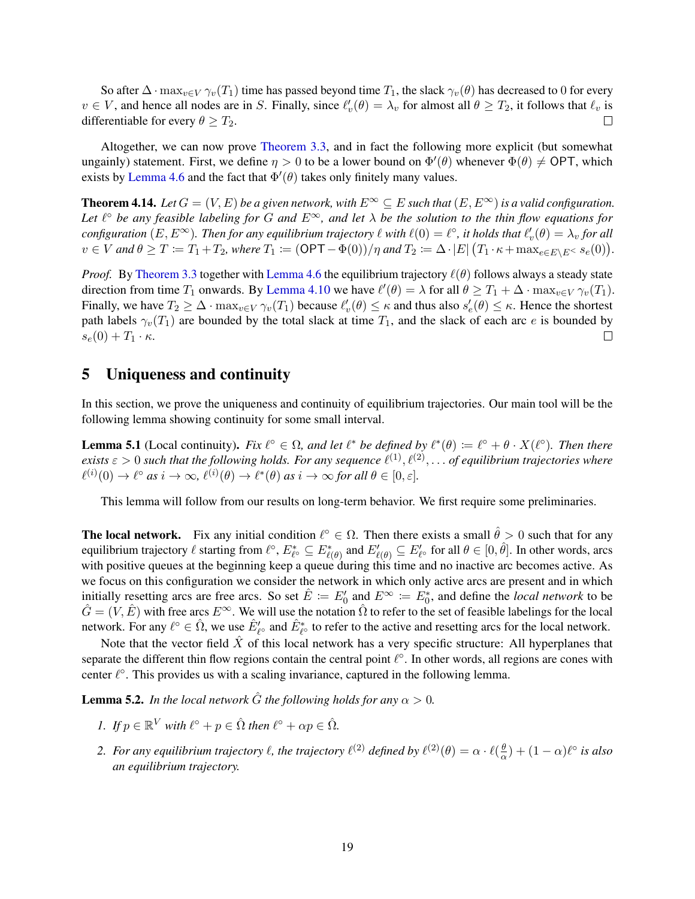So after $\Delta \cdot \max_{v \in V} \gamma_v(T_1)$ time has passed beyond time $T_1$, the slack $\gamma_v(\theta)$ has decreased to 0 for every $v \in V$, and hence all nodes are in $S$. Finally, since $\ell'_v(\theta) = \lambda_v$ for almost all $\theta \geq T_2$, it follows that $\ell_v$ is differentiable for every $\theta \geq T_2$. □

Altogether, we can now prove Theorem 3.3, and in fact the following more explicit (but somewhat ungainly) statement. First, we define $\eta > 0$ to be a lower bound on $\Phi'(\theta)$ whenever $\Phi(\theta) \neq \mathsf{OPT}$, which exists by Lemma 4.6 and the fact that $\Phi'(\theta)$ takes only finitely many values.

**Theorem 4.14.** *Let $G = (V, E)$ be a given network, with $E^\infty \subseteq E$ such that $(E, E^\infty)$ is a valid configuration. Let $\ell^\circ$ be any feasible labeling for $G$ and $E^\infty$, and let $\lambda$ be the solution to the thin flow equations for configuration $(E, E^\infty)$. Then for any equilibrium trajectory $\ell$ with $\ell(0) = \ell^\circ$, it holds that $\ell'_v(\theta) = \lambda_v$ for all $v \in V$ and $\theta \geq T := T_1 + T_2$, where $T_1 := (\mathsf{OPT} - \Phi(0))/\eta$ and $T_2 := \Delta \cdot |E| \left(T_1 \cdot \kappa + \max_{e \in E \setminus E^<} s_e(0)\right)$.*

*Proof.* By Theorem 3.3 together with Lemma 4.6 the equilibrium trajectory $\ell(\theta)$ follows always a steady state direction from time $T_1$ onwards. By Lemma 4.10 we have $\ell'(\theta) = \lambda$ for all $\theta \geq T_1 + \Delta \cdot \max_{v \in V} \gamma_v(T_1)$. Finally, we have $T_2 \geq \Delta \cdot \max_{v \in V} \gamma_v(T_1)$ because $\ell'_v(\theta) \leq \kappa$ and thus also $s'_e(\theta) \leq \kappa$. Hence the shortest path labels $\gamma_v(T_1)$ are bounded by the total slack at time $T_1$, and the slack of each arc $e$ is bounded by $s_e(0) + T_1 \cdot \kappa$. □

# 5 Uniqueness and continuity

In this section, we prove the uniqueness and continuity of equilibrium trajectories. Our main tool will be the following lemma showing continuity for some small interval.

**Lemma 5.1** (Local continuity)**.** *Fix $\ell^\circ \in \Omega$, and let $\ell^*$ be defined by $\ell^*(\theta) := \ell^\circ + \theta \cdot X(\ell^\circ)$. Then there exists $\varepsilon > 0$ such that the following holds. For any sequence $\ell^{(1)}, \ell^{(2)}, \ldots$ of equilibrium trajectories where $\ell^{(i)}(0) \to \ell^\circ$ as $i \to \infty$, $\ell^{(i)}(\theta) \to \ell^*(\theta)$ as $i \to \infty$ for all $\theta \in [0, \varepsilon]$.*

This lemma will follow from our results on long-term behavior. We first require some preliminaries.

**The local network.** Fix any initial condition $\ell^\circ \in \Omega$. Then there exists a small $\hat{\theta} > 0$ such that for any equilibrium trajectory $\ell$ starting from $\ell^\circ$, $E^*_{\ell^\circ} \subseteq E^*_{\ell(\theta)}$ and $E'_{\ell(\theta)} \subseteq E'_{\ell^\circ}$ for all $\theta \in [0, \hat{\theta}]$. In other words, arcs with positive queues at the beginning keep a queue during this time and no inactive arc becomes active. As we focus on this configuration we consider the network in which only active arcs are present and in which initially resetting arcs are free arcs. So set $\hat{E} := E'_0$ and $E^\infty := E^*_0$, and define the *local network* to be $\hat{G} = (V, \hat{E})$ with free arcs $E^\infty$. We will use the notation $\hat{\Omega}$ to refer to the set of feasible labelings for the local network. For any $\ell^\circ \in \hat{\Omega}$, we use $\hat{E}'_{\ell^\circ}$ and $\hat{E}^*_{\ell^\circ}$ to refer to the active and resetting arcs for the local network.

Note that the vector field $\hat{X}$ of this local network has a very specific structure: All hyperplanes that separate the different thin flow regions contain the central point $\ell^\circ$. In other words, all regions are cones with center $\ell^\circ$. This provides us with a scaling invariance, captured in the following lemma.

**Lemma 5.2.** *In the local network $\hat{G}$ the following holds for any $\alpha > 0$.*

1. *If $p \in \mathbb{R}^V$ with $\ell^\circ + p \in \hat{\Omega}$ then $\ell^\circ + \alpha p \in \hat{\Omega}$.*
2. *For any equilibrium trajectory $\ell$, the trajectory $\ell^{(2)}$ defined by $\ell^{(2)}(\theta) = \alpha \cdot \ell(\frac{\theta}{\alpha}) + (1 - \alpha)\ell^\circ$ is also an equilibrium trajectory.*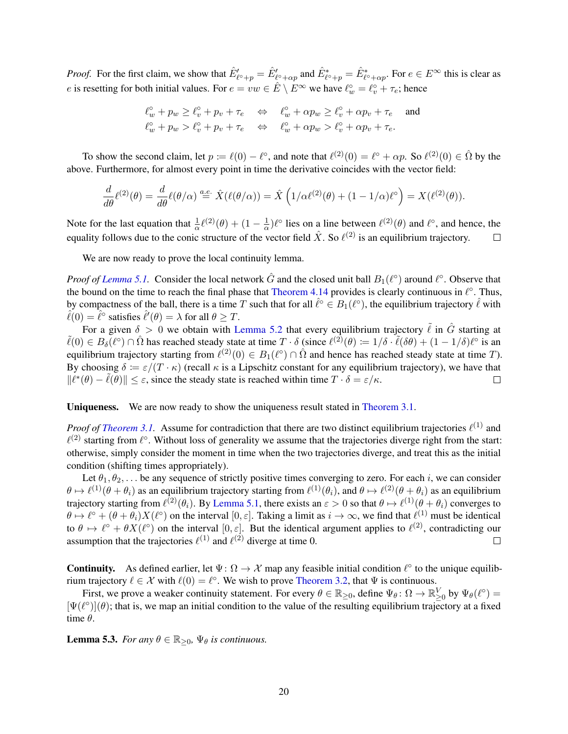*Proof.* For the first claim, we show that $\hat{E}'_{\ell^\circ+p} = \hat{E}'_{\ell^\circ+\alpha p}$ and $\hat{E}^*_{\ell^\circ+p} = \hat{E}^*_{\ell^\circ+\alpha p}$. For $e \in E^\infty$ this is clear as $e$ is resetting for both initial values. For $e = vw \in \hat{E} \setminus E^\infty$ we have $\ell^\circ_w = \ell^\circ_v + \tau_e$; hence

$$\ell^\circ_w + p_w \geq \ell^\circ_v + p_v + \tau_e \quad \Leftrightarrow \quad \ell^\circ_w + \alpha p_w \geq \ell^\circ_v + \alpha p_v + \tau_e \quad \text{and}$$
$$\ell^\circ_w + p_w > \ell^\circ_v + p_v + \tau_e \quad \Leftrightarrow \quad \ell^\circ_w + \alpha p_w > \ell^\circ_v + \alpha p_v + \tau_e.$$

To show the second claim, let $p := \ell(0) - \ell^\circ$, and note that $\ell^{(2)}(0) = \ell^\circ + \alpha p$. So $\ell^{(2)}(0) \in \hat{\Omega}$ by the above. Furthermore, for almost every point in time the derivative coincides with the vector field:

$$\frac{d}{d\theta}\ell^{(2)}(\theta) = \frac{d}{d\theta}\ell(\theta/\alpha) \overset{a.e.}{=} \hat{X}(\ell(\theta/\alpha)) = \hat{X}\left(1/\alpha \ell^{(2)}(\theta) + (1 - 1/\alpha)\ell^\circ\right) = X(\ell^{(2)}(\theta)).$$

Note for the last equation that $\frac{1}{\alpha}\ell^{(2)}(\theta) + (1 - \frac{1}{\alpha})\ell^\circ$ lies on a line between $\ell^{(2)}(\theta)$ and $\ell^\circ$, and hence, the equality follows due to the conic structure of the vector field $\hat{X}$. So $\ell^{(2)}$ is an equilibrium trajectory. $\square$

We are now ready to prove the local continuity lemma.

*Proof of Lemma 5.1.* Consider the local network $\hat{G}$ and the closed unit ball $B_1(\ell^\circ)$ around $\ell^\circ$. Observe that the bound on the time to reach the final phase that Theorem 4.14 provides is clearly continuous in $\ell^\circ$. Thus, by compactness of the ball, there is a time $T$ such that for all $\hat{\ell}^\circ \in B_1(\ell^\circ)$, the equilibrium trajectory $\hat{\ell}$ with $\hat{\ell}(0) = \hat{\ell}^\circ$ satisfies $\hat{\ell}'(\theta) = \lambda$ for all $\theta \geq T$.

For a given $\delta > 0$ we obtain with Lemma 5.2 that every equilibrium trajectory $\tilde{\ell}$ in $\hat{G}$ starting at $\tilde{\ell}(0) \in B_\delta(\ell^\circ) \cap \hat{\Omega}$ has reached steady state at time $T \cdot \delta$ (since $\ell^{(2)}(\theta) := 1/\delta \cdot \tilde{\ell}(\delta\theta) + (1 - 1/\delta)\ell^\circ$ is an equilibrium trajectory starting from $\ell^{(2)}(0) \in B_1(\ell^\circ) \cap \hat{\Omega}$ and hence has reached steady state at time $T$). By choosing $\delta := \varepsilon/(T \cdot \kappa)$ (recall $\kappa$ is a Lipschitz constant for any equilibrium trajectory), we have that $\|\ell^*(\theta) - \tilde{\ell}(\theta)\| \leq \varepsilon$, since the steady state is reached within time $T \cdot \delta = \varepsilon/\kappa$. $\square$

**Uniqueness.** We are now ready to show the uniqueness result stated in Theorem 3.1.

*Proof of Theorem 3.1.* Assume for contradiction that there are two distinct equilibrium trajectories $\ell^{(1)}$ and $\ell^{(2)}$ starting from $\ell^\circ$. Without loss of generality we assume that the trajectories diverge right from the start: otherwise, simply consider the moment in time when the two trajectories diverge, and treat this as the initial condition (shifting times appropriately).

Let $\theta_1, \theta_2, \ldots$ be any sequence of strictly positive times converging to zero. For each $i$, we can consider $\theta \mapsto \ell^{(1)}(\theta + \theta_i)$ as an equilibrium trajectory starting from $\ell^{(1)}(\theta_i)$, and $\theta \mapsto \ell^{(2)}(\theta + \theta_i)$ as an equilibrium trajectory starting from $\ell^{(2)}(\theta_i)$. By Lemma 5.1, there exists an $\varepsilon > 0$ so that $\theta \mapsto \ell^{(1)}(\theta + \theta_i)$ converges to $\theta \mapsto \ell^\circ + (\theta + \theta_i)X(\ell^\circ)$ on the interval $[0, \varepsilon]$. Taking a limit as $i \to \infty$, we find that $\ell^{(1)}$ must be identical to $\theta \mapsto \ell^\circ + \theta X(\ell^\circ)$ on the interval $[0, \varepsilon]$. But the identical argument applies to $\ell^{(2)}$, contradicting our assumption that the trajectories $\ell^{(1)}$ and $\ell^{(2)}$ diverge at time 0. $\square$

**Continuity.** As defined earlier, let $\Psi \colon \Omega \to \mathcal{X}$ map any feasible initial condition $\ell^\circ$ to the unique equilibrium trajectory $\ell \in \mathcal{X}$ with $\ell(0) = \ell^\circ$. We wish to prove Theorem 3.2, that $\Psi$ is continuous.

First, we prove a weaker continuity statement. For every $\theta \in \mathbb{R}_{\geq 0}$, define $\Psi_\theta \colon \Omega \to \mathbb{R}^V_{\geq 0}$ by $\Psi_\theta(\ell^\circ) = [\Psi(\ell^\circ)](\theta)$; that is, we map an initial condition to the value of the resulting equilibrium trajectory at a fixed time $\theta$.

**Lemma 5.3.** *For any $\theta \in \mathbb{R}_{\geq 0}$, $\Psi_\theta$ is continuous.*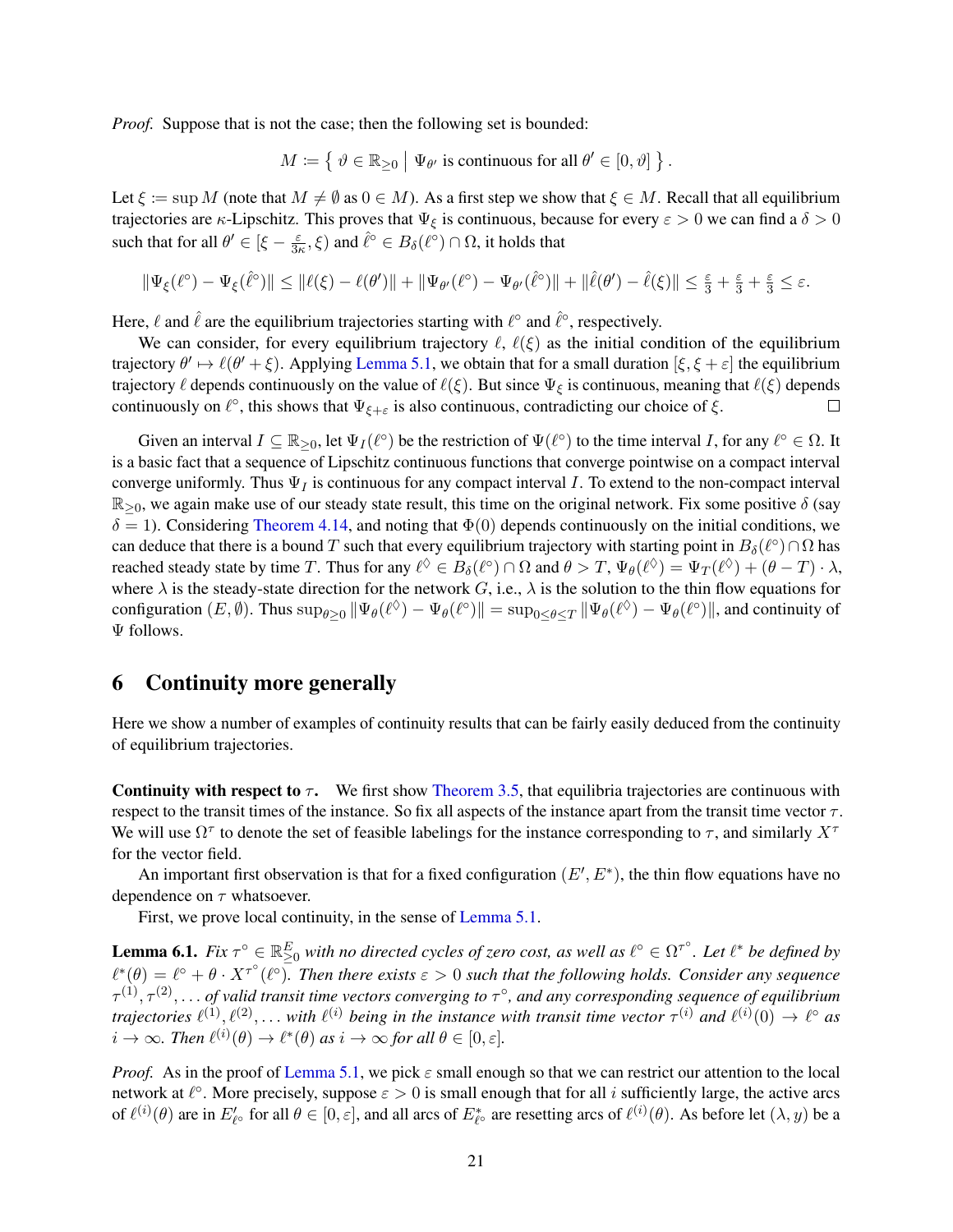*Proof.* Suppose that is not the case; then the following set is bounded:

$$M := \left\{ \vartheta \in \mathbb{R}_{\geq 0} \;\middle|\; \Psi_{\theta'} \text{ is continuous for all } \theta' \in [0, \vartheta] \right\}.$$

Let $\xi := \sup M$ (note that $M \neq \emptyset$ as $0 \in M$). As a first step we show that $\xi \in M$. Recall that all equilibrium trajectories are $\kappa$-Lipschitz. This proves that $\Psi_\xi$ is continuous, because for every $\varepsilon > 0$ we can find a $\delta > 0$ such that for all $\theta' \in [\xi - \frac{\varepsilon}{3\kappa}, \xi)$ and $\hat{\ell}^\circ \in B_\delta(\ell^\circ) \cap \Omega$, it holds that

$$\|\Psi_\xi(\ell^\circ) - \Psi_\xi(\hat{\ell}^\circ)\| \leq \|\ell(\xi) - \ell(\theta')\| + \|\Psi_{\theta'}(\ell^\circ) - \Psi_{\theta'}(\hat{\ell}^\circ)\| + \|\hat{\ell}(\theta') - \hat{\ell}(\xi)\| \leq \tfrac{\varepsilon}{3} + \tfrac{\varepsilon}{3} + \tfrac{\varepsilon}{3} \leq \varepsilon.$$

Here, $\ell$ and $\hat{\ell}$ are the equilibrium trajectories starting with $\ell^\circ$ and $\hat{\ell}^\circ$, respectively.

We can consider, for every equilibrium trajectory $\ell$, $\ell(\xi)$ as the initial condition of the equilibrium trajectory $\theta' \mapsto \ell(\theta' + \xi)$. Applying Lemma 5.1, we obtain that for a small duration $[\xi, \xi + \varepsilon]$ the equilibrium trajectory $\ell$ depends continuously on the value of $\ell(\xi)$. But since $\Psi_\xi$ is continuous, meaning that $\ell(\xi)$ depends continuously on $\ell^\circ$, this shows that $\Psi_{\xi+\varepsilon}$ is also continuous, contradicting our choice of $\xi$. ∎

Given an interval $I \subseteq \mathbb{R}_{\geq 0}$, let $\Psi_I(\ell^\circ)$ be the restriction of $\Psi(\ell^\circ)$ to the time interval $I$, for any $\ell^\circ \in \Omega$. It is a basic fact that a sequence of Lipschitz continuous functions that converge pointwise on a compact interval converge uniformly. Thus $\Psi_I$ is continuous for any compact interval $I$. To extend to the non-compact interval $\mathbb{R}_{\geq 0}$, we again make use of our steady state result, this time on the original network. Fix some positive $\delta$ (say $\delta = 1$). Considering Theorem 4.14, and noting that $\Phi(0)$ depends continuously on the initial conditions, we can deduce that there is a bound $T$ such that every equilibrium trajectory with starting point in $B_\delta(\ell^\circ) \cap \Omega$ has reached steady state by time $T$. Thus for any $\ell^\diamondsuit \in B_\delta(\ell^\circ) \cap \Omega$ and $\theta > T$, $\Psi_\theta(\ell^\diamondsuit) = \Psi_T(\ell^\diamondsuit) + (\theta - T) \cdot \lambda$, where $\lambda$ is the steady-state direction for the network $G$, i.e., $\lambda$ is the solution to the thin flow equations for configuration $(E, \emptyset)$. Thus $\sup_{\theta \geq 0} \|\Psi_\theta(\ell^\diamondsuit) - \Psi_\theta(\ell^\circ)\| = \sup_{0 \leq \theta \leq T} \|\Psi_\theta(\ell^\diamondsuit) - \Psi_\theta(\ell^\circ)\|$, and continuity of $\Psi$ follows.

## 6 Continuity more generally

Here we show a number of examples of continuity results that can be fairly easily deduced from the continuity of equilibrium trajectories.

**Continuity with respect to $\tau$.** We first show Theorem 3.5, that equilibria trajectories are continuous with respect to the transit times of the instance. So fix all aspects of the instance apart from the transit time vector $\tau$. We will use $\Omega^\tau$ to denote the set of feasible labelings for the instance corresponding to $\tau$, and similarly $X^\tau$ for the vector field.

An important first observation is that for a fixed configuration $(E', E^*)$, the thin flow equations have no dependence on $\tau$ whatsoever.

First, we prove local continuity, in the sense of Lemma 5.1.

**Lemma 6.1.** *Fix $\tau^\circ \in \mathbb{R}^E_{\geq 0}$ with no directed cycles of zero cost, as well as $\ell^\circ \in \Omega^{\tau^\circ}$. Let $\ell^*$ be defined by $\ell^*(\theta) = \ell^\circ + \theta \cdot X^{\tau^\circ}(\ell^\circ)$. Then there exists $\varepsilon > 0$ such that the following holds. Consider any sequence $\tau^{(1)}, \tau^{(2)}, \ldots$ of valid transit time vectors converging to $\tau^\circ$, and any corresponding sequence of equilibrium trajectories $\ell^{(1)}, \ell^{(2)}, \ldots$ with $\ell^{(i)}$ being in the instance with transit time vector $\tau^{(i)}$ and $\ell^{(i)}(0) \to \ell^\circ$ as $i \to \infty$. Then $\ell^{(i)}(\theta) \to \ell^*(\theta)$ as $i \to \infty$ for all $\theta \in [0, \varepsilon]$.*

*Proof.* As in the proof of Lemma 5.1, we pick $\varepsilon$ small enough so that we can restrict our attention to the local network at $\ell^\circ$. More precisely, suppose $\varepsilon > 0$ is small enough that for all $i$ sufficiently large, the active arcs of $\ell^{(i)}(\theta)$ are in $E'_{\ell^\circ}$ for all $\theta \in [0, \varepsilon]$, and all arcs of $E^*_{\ell^\circ}$ are resetting arcs of $\ell^{(i)}(\theta)$. As before let $(\lambda, y)$ be a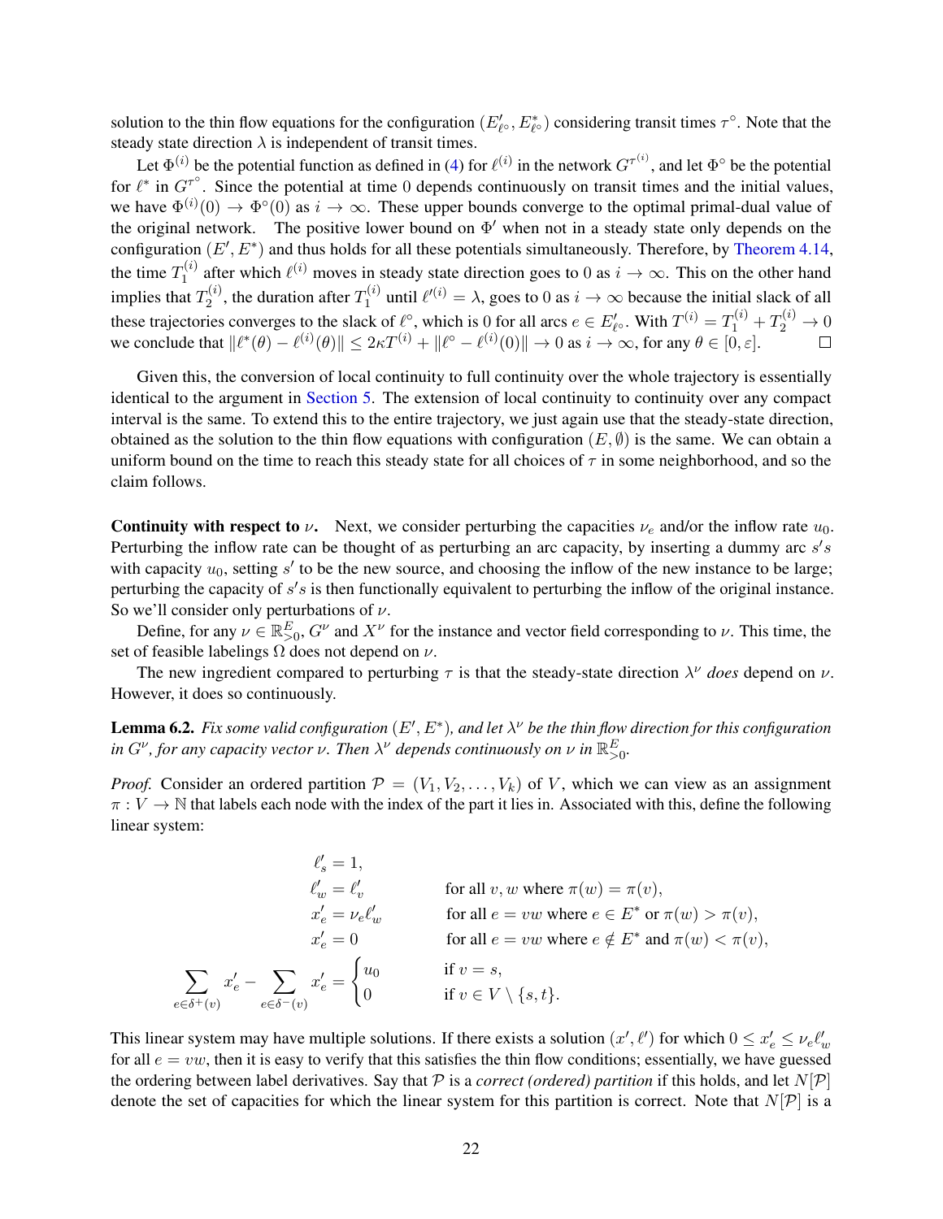solution to the thin flow equations for the configuration $(E'_{\ell^\circ}, E^*_{\ell^\circ})$ considering transit times $\tau^\circ$. Note that the steady state direction $\lambda$ is independent of transit times.

Let $\Phi^{(i)}$ be the potential function as defined in (4) for $\ell^{(i)}$ in the network $G^{\tau^{(i)}}$, and let $\Phi^\circ$ be the potential for $\ell^*$ in $G^{\tau^\circ}$. Since the potential at time 0 depends continuously on transit times and the initial values, we have $\Phi^{(i)}(0) \to \Phi^\circ(0)$ as $i \to \infty$. These upper bounds converge to the optimal primal-dual value of the original network. The positive lower bound on $\Phi'$ when not in a steady state only depends on the configuration $(E', E^*)$ and thus holds for all these potentials simultaneously. Therefore, by Theorem 4.14, the time $T_1^{(i)}$ after which $\ell^{(i)}$ moves in steady state direction goes to 0 as $i \to \infty$. This on the other hand implies that $T_2^{(i)}$, the duration after $T_1^{(i)}$ until $\ell'^{(i)} = \lambda$, goes to 0 as $i \to \infty$ because the initial slack of all these trajectories converges to the slack of $\ell^\circ$, which is 0 for all arcs $e \in E'_{\ell^\circ}$. With $T^{(i)} = T_1^{(i)} + T_2^{(i)} \to 0$ we conclude that $\|\ell^*(\theta) - \ell^{(i)}(\theta)\| \leq 2\kappa T^{(i)} + \|\ell^\circ - \ell^{(i)}(0)\| \to 0$ as $i \to \infty$, for any $\theta \in [0, \varepsilon]$. □

Given this, the conversion of local continuity to full continuity over the whole trajectory is essentially identical to the argument in Section 5. The extension of local continuity to continuity over any compact interval is the same. To extend this to the entire trajectory, we just again use that the steady-state direction, obtained as the solution to the thin flow equations with configuration $(E, \emptyset)$ is the same. We can obtain a uniform bound on the time to reach this steady state for all choices of $\tau$ in some neighborhood, and so the claim follows.

**Continuity with respect to $\nu$.** Next, we consider perturbing the capacities $\nu_e$ and/or the inflow rate $u_0$. Perturbing the inflow rate can be thought of as perturbing an arc capacity, by inserting a dummy arc $s's$ with capacity $u_0$, setting $s'$ to be the new source, and choosing the inflow of the new instance to be large; perturbing the capacity of $s's$ is then functionally equivalent to perturbing the inflow of the original instance. So we'll consider only perturbations of $\nu$.

Define, for any $\nu \in \mathbb{R}^E_{>0}$, $G^\nu$ and $X^\nu$ for the instance and vector field corresponding to $\nu$. This time, the set of feasible labelings $\Omega$ does not depend on $\nu$.

The new ingredient compared to perturbing $\tau$ is that the steady-state direction $\lambda^\nu$ *does* depend on $\nu$. However, it does so continuously.

**Lemma 6.2.** *Fix some valid configuration $(E', E^*)$, and let $\lambda^\nu$ be the thin flow direction for this configuration in $G^\nu$, for any capacity vector $\nu$. Then $\lambda^\nu$ depends continuously on $\nu$ in $\mathbb{R}^E_{>0}$.*

*Proof.* Consider an ordered partition $\mathcal{P} = (V_1, V_2, \ldots, V_k)$ of $V$, which we can view as an assignment $\pi : V \to \mathbb{N}$ that labels each node with the index of the part it lies in. Associated with this, define the following linear system:

$$
\begin{aligned}
\ell'_s &= 1, && \\
\ell'_w &= \ell'_v && \text{for all } v, w \text{ where } \pi(w) = \pi(v), \\
x'_e &= \nu_e \ell'_w && \text{for all } e = vw \text{ where } e \in E^* \text{ or } \pi(w) > \pi(v), \\
x'_e &= 0 && \text{for all } e = vw \text{ where } e \notin E^* \text{ and } \pi(w) < \pi(v), \\
\sum_{e \in \delta^+(v)} x'_e - \sum_{e \in \delta^-(v)} x'_e &= \begin{cases} u_0 & \text{if } v = s, \\ 0 & \text{if } v \in V \setminus \{s, t\}. \end{cases}
\end{aligned}
$$

This linear system may have multiple solutions. If there exists a solution $(x', \ell')$ for which $0 \leq x'_e \leq \nu_e \ell'_w$ for all $e = vw$, then it is easy to verify that this satisfies the thin flow conditions; essentially, we have guessed the ordering between label derivatives. Say that $\mathcal{P}$ is a *correct (ordered) partition* if this holds, and let $N[\mathcal{P}]$ denote the set of capacities for which the linear system for this partition is correct. Note that $N[\mathcal{P}]$ is a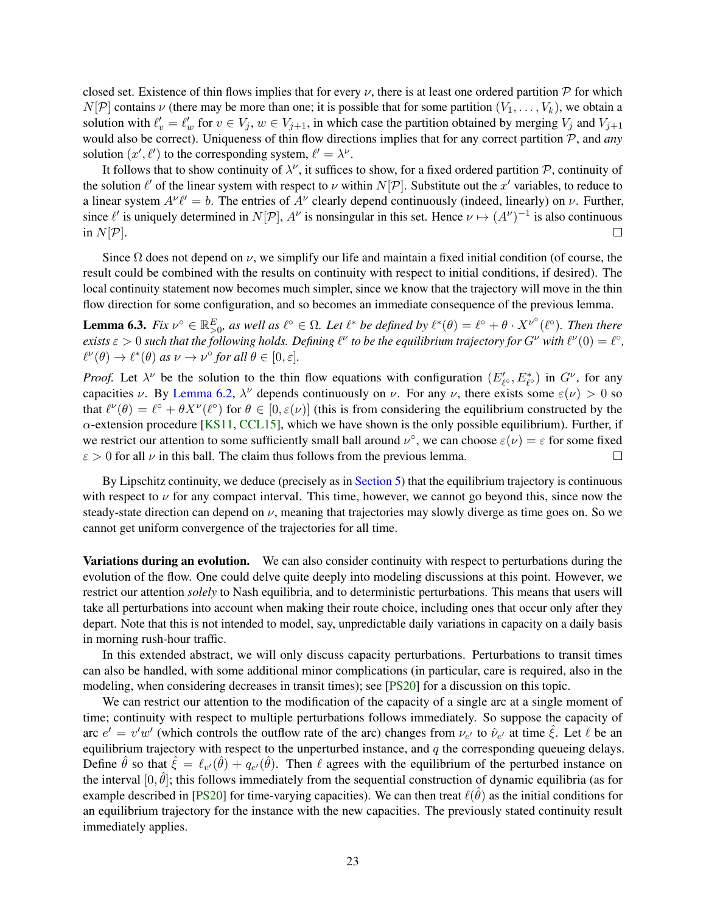closed set. Existence of thin flows implies that for every $\nu$, there is at least one ordered partition $\mathcal{P}$ for which $N[\mathcal{P}]$ contains $\nu$ (there may be more than one; it is possible that for some partition $(V_1, \ldots, V_k)$, we obtain a solution with $\ell'_v = \ell'_w$ for $v \in V_j$, $w \in V_{j+1}$, in which case the partition obtained by merging $V_j$ and $V_{j+1}$ would also be correct). Uniqueness of thin flow directions implies that for any correct partition $\mathcal{P}$, and *any* solution $(x', \ell')$ to the corresponding system, $\ell' = \lambda^\nu$.

It follows that to show continuity of $\lambda^\nu$, it suffices to show, for a fixed ordered partition $\mathcal{P}$, continuity of the solution $\ell'$ of the linear system with respect to $\nu$ within $N[\mathcal{P}]$. Substitute out the $x'$ variables, to reduce to a linear system $A^\nu \ell' = b$. The entries of $A^\nu$ clearly depend continuously (indeed, linearly) on $\nu$. Further, since $\ell'$ is uniquely determined in $N[\mathcal{P}]$, $A^\nu$ is nonsingular in this set. Hence $\nu \mapsto (A^\nu)^{-1}$ is also continuous in $N[\mathcal{P}]$. □

Since $\Omega$ does not depend on $\nu$, we simplify our life and maintain a fixed initial condition (of course, the result could be combined with the results on continuity with respect to initial conditions, if desired). The local continuity statement now becomes much simpler, since we know that the trajectory will move in the thin flow direction for some configuration, and so becomes an immediate consequence of the previous lemma.

**Lemma 6.3.** *Fix $\nu^\circ \in \mathbb{R}^E_{>0}$, as well as $\ell^\circ \in \Omega$. Let $\ell^*$ be defined by $\ell^*(\theta) = \ell^\circ + \theta \cdot X^{\nu^\circ}(\ell^\circ)$. Then there exists $\varepsilon > 0$ such that the following holds. Defining $\ell^\nu$ to be the equilibrium trajectory for $G^\nu$ with $\ell^\nu(0) = \ell^\circ$, $\ell^\nu(\theta) \to \ell^*(\theta)$ as $\nu \to \nu^\circ$ for all $\theta \in [0, \varepsilon]$.*

*Proof.* Let $\lambda^\nu$ be the solution to the thin flow equations with configuration $(E'_{\ell^\circ}, E^*_{\ell^\circ})$ in $G^\nu$, for any capacities $\nu$. By Lemma 6.2, $\lambda^\nu$ depends continuously on $\nu$. For any $\nu$, there exists some $\varepsilon(\nu) > 0$ so that $\ell^\nu(\theta) = \ell^\circ + \theta X^\nu(\ell^\circ)$ for $\theta \in [0, \varepsilon(\nu)]$ (this is from considering the equilibrium constructed by the $\alpha$-extension procedure [KS11, CCL15], which we have shown is the only possible equilibrium). Further, if we restrict our attention to some sufficiently small ball around $\nu^\circ$, we can choose $\varepsilon(\nu) = \varepsilon$ for some fixed $\varepsilon > 0$ for all $\nu$ in this ball. The claim thus follows from the previous lemma. □

By Lipschitz continuity, we deduce (precisely as in Section 5) that the equilibrium trajectory is continuous with respect to $\nu$ for any compact interval. This time, however, we cannot go beyond this, since now the steady-state direction can depend on $\nu$, meaning that trajectories may slowly diverge as time goes on. So we cannot get uniform convergence of the trajectories for all time.

**Variations during an evolution.** We can also consider continuity with respect to perturbations during the evolution of the flow. One could delve quite deeply into modeling discussions at this point. However, we restrict our attention *solely* to Nash equilibria, and to deterministic perturbations. This means that users will take all perturbations into account when making their route choice, including ones that occur only after they depart. Note that this is not intended to model, say, unpredictable daily variations in capacity on a daily basis in morning rush-hour traffic.

In this extended abstract, we will only discuss capacity perturbations. Perturbations to transit times can also be handled, with some additional minor complications (in particular, care is required, also in the modeling, when considering decreases in transit times); see [PS20] for a discussion on this topic.

We can restrict our attention to the modification of the capacity of a single arc at a single moment of time; continuity with respect to multiple perturbations follows immediately. So suppose the capacity of arc $e' = v'w'$ (which controls the outflow rate of the arc) changes from $\nu_{e'}$ to $\hat{\nu}_{e'}$ at time $\hat{\xi}$. Let $\ell$ be an equilibrium trajectory with respect to the unperturbed instance, and $q$ the corresponding queueing delays. Define $\hat{\theta}$ so that $\hat{\xi} = \ell_{v'}(\hat{\theta}) + q_{e'}(\hat{\theta})$. Then $\ell$ agrees with the equilibrium of the perturbed instance on the interval $[0, \hat{\theta}]$; this follows immediately from the sequential construction of dynamic equilibria (as for example described in [PS20] for time-varying capacities). We can then treat $\ell(\hat{\theta})$ as the initial conditions for an equilibrium trajectory for the instance with the new capacities. The previously stated continuity result immediately applies.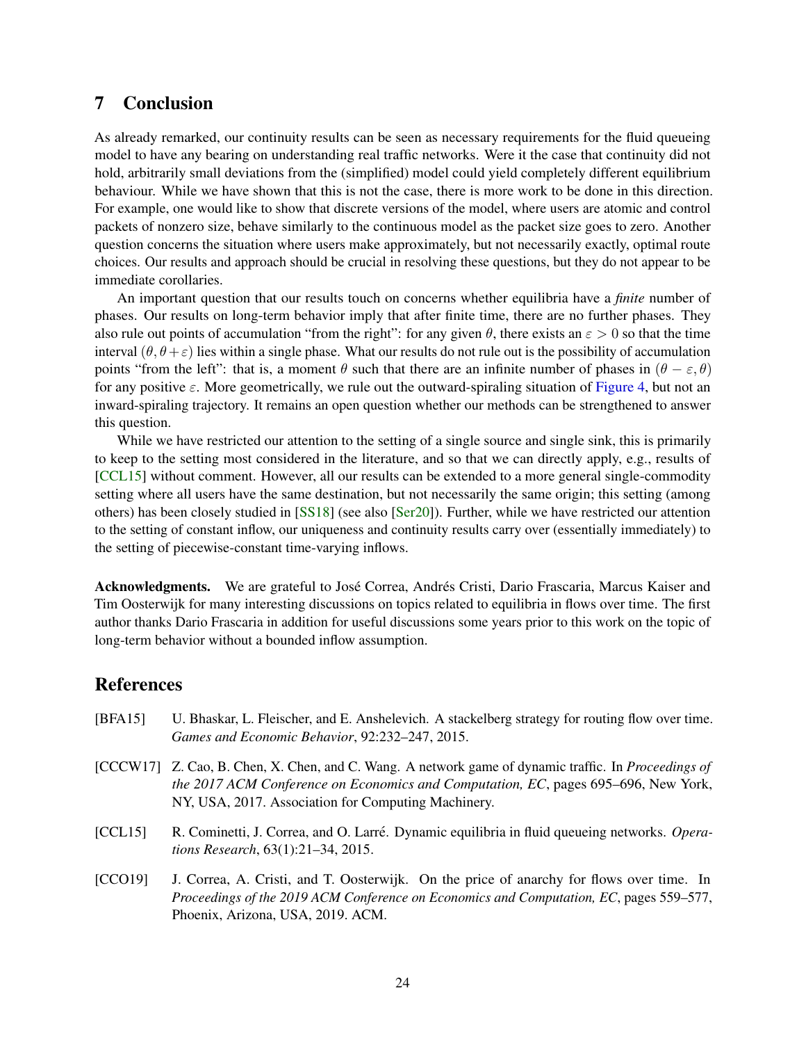## 7 Conclusion

As already remarked, our continuity results can be seen as necessary requirements for the fluid queueing model to have any bearing on understanding real traffic networks. Were it the case that continuity did not hold, arbitrarily small deviations from the (simplified) model could yield completely different equilibrium behaviour. While we have shown that this is not the case, there is more work to be done in this direction. For example, one would like to show that discrete versions of the model, where users are atomic and control packets of nonzero size, behave similarly to the continuous model as the packet size goes to zero. Another question concerns the situation where users make approximately, but not necessarily exactly, optimal route choices. Our results and approach should be crucial in resolving these questions, but they do not appear to be immediate corollaries.

An important question that our results touch on concerns whether equilibria have a *finite* number of phases. Our results on long-term behavior imply that after finite time, there are no further phases. They also rule out points of accumulation "from the right": for any given $\theta$, there exists an $\varepsilon > 0$ so that the time interval $(\theta, \theta + \varepsilon)$ lies within a single phase. What our results do not rule out is the possibility of accumulation points "from the left": that is, a moment $\theta$ such that there are an infinite number of phases in $(\theta - \varepsilon, \theta)$ for any positive $\varepsilon$. More geometrically, we rule out the outward-spiraling situation of Figure 4, but not an inward-spiraling trajectory. It remains an open question whether our methods can be strengthened to answer this question.

While we have restricted our attention to the setting of a single source and single sink, this is primarily to keep to the setting most considered in the literature, and so that we can directly apply, e.g., results of [CCL15] without comment. However, all our results can be extended to a more general single-commodity setting where all users have the same destination, but not necessarily the same origin; this setting (among others) has been closely studied in [SS18] (see also [Ser20]). Further, while we have restricted our attention to the setting of constant inflow, our uniqueness and continuity results carry over (essentially immediately) to the setting of piecewise-constant time-varying inflows.

**Acknowledgments.** We are grateful to José Correa, Andrés Cristi, Dario Frascaria, Marcus Kaiser and Tim Oosterwijk for many interesting discussions on topics related to equilibria in flows over time. The first author thanks Dario Frascaria in addition for useful discussions some years prior to this work on the topic of long-term behavior without a bounded inflow assumption.

## References

[BFA15] U. Bhaskar, L. Fleischer, and E. Anshelevich. A stackelberg strategy for routing flow over time. *Games and Economic Behavior*, 92:232–247, 2015.

[CCCW17] Z. Cao, B. Chen, X. Chen, and C. Wang. A network game of dynamic traffic. In *Proceedings of the 2017 ACM Conference on Economics and Computation, EC*, pages 695–696, New York, NY, USA, 2017. Association for Computing Machinery.

[CCL15] R. Cominetti, J. Correa, and O. Larré. Dynamic equilibria in fluid queueing networks. *Operations Research*, 63(1):21–34, 2015.

[CCO19] J. Correa, A. Cristi, and T. Oosterwijk. On the price of anarchy for flows over time. In *Proceedings of the 2019 ACM Conference on Economics and Computation, EC*, pages 559–577, Phoenix, Arizona, USA, 2019. ACM.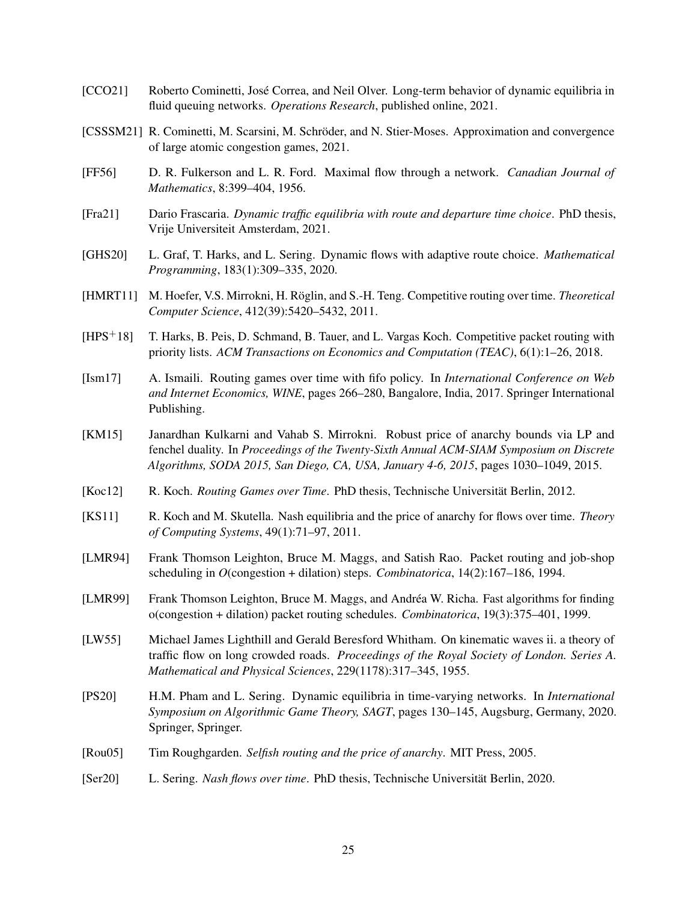[CCO21] Roberto Cominetti, José Correa, and Neil Olver. Long-term behavior of dynamic equilibria in fluid queuing networks. *Operations Research*, published online, 2021.

[CSSSM21] R. Cominetti, M. Scarsini, M. Schröder, and N. Stier-Moses. Approximation and convergence of large atomic congestion games, 2021.

[FF56] D. R. Fulkerson and L. R. Ford. Maximal flow through a network. *Canadian Journal of Mathematics*, 8:399–404, 1956.

[Fra21] Dario Frascaria. *Dynamic traffic equilibria with route and departure time choice*. PhD thesis, Vrije Universiteit Amsterdam, 2021.

[GHS20] L. Graf, T. Harks, and L. Sering. Dynamic flows with adaptive route choice. *Mathematical Programming*, 183(1):309–335, 2020.

[HMRT11] M. Hoefer, V.S. Mirrokni, H. Röglin, and S.-H. Teng. Competitive routing over time. *Theoretical Computer Science*, 412(39):5420–5432, 2011.

[HPS+18] T. Harks, B. Peis, D. Schmand, B. Tauer, and L. Vargas Koch. Competitive packet routing with priority lists. *ACM Transactions on Economics and Computation (TEAC)*, 6(1):1–26, 2018.

[Ism17] A. Ismaili. Routing games over time with fifo policy. In *International Conference on Web and Internet Economics, WINE*, pages 266–280, Bangalore, India, 2017. Springer International Publishing.

[KM15] Janardhan Kulkarni and Vahab S. Mirrokni. Robust price of anarchy bounds via LP and fenchel duality. In *Proceedings of the Twenty-Sixth Annual ACM-SIAM Symposium on Discrete Algorithms, SODA 2015, San Diego, CA, USA, January 4-6, 2015*, pages 1030–1049, 2015.

[Koc12] R. Koch. *Routing Games over Time*. PhD thesis, Technische Universität Berlin, 2012.

[KS11] R. Koch and M. Skutella. Nash equilibria and the price of anarchy for flows over time. *Theory of Computing Systems*, 49(1):71–97, 2011.

[LMR94] Frank Thomson Leighton, Bruce M. Maggs, and Satish Rao. Packet routing and job-shop scheduling in $O$(congestion + dilation) steps. *Combinatorica*, 14(2):167–186, 1994.

[LMR99] Frank Thomson Leighton, Bruce M. Maggs, and Andréa W. Richa. Fast algorithms for finding o(congestion + dilation) packet routing schedules. *Combinatorica*, 19(3):375–401, 1999.

[LW55] Michael James Lighthill and Gerald Beresford Whitham. On kinematic waves ii. a theory of traffic flow on long crowded roads. *Proceedings of the Royal Society of London. Series A. Mathematical and Physical Sciences*, 229(1178):317–345, 1955.

[PS20] H.M. Pham and L. Sering. Dynamic equilibria in time-varying networks. In *International Symposium on Algorithmic Game Theory, SAGT*, pages 130–145, Augsburg, Germany, 2020. Springer, Springer.

[Rou05] Tim Roughgarden. *Selfish routing and the price of anarchy*. MIT Press, 2005.

[Ser20] L. Sering. *Nash flows over time*. PhD thesis, Technische Universität Berlin, 2020.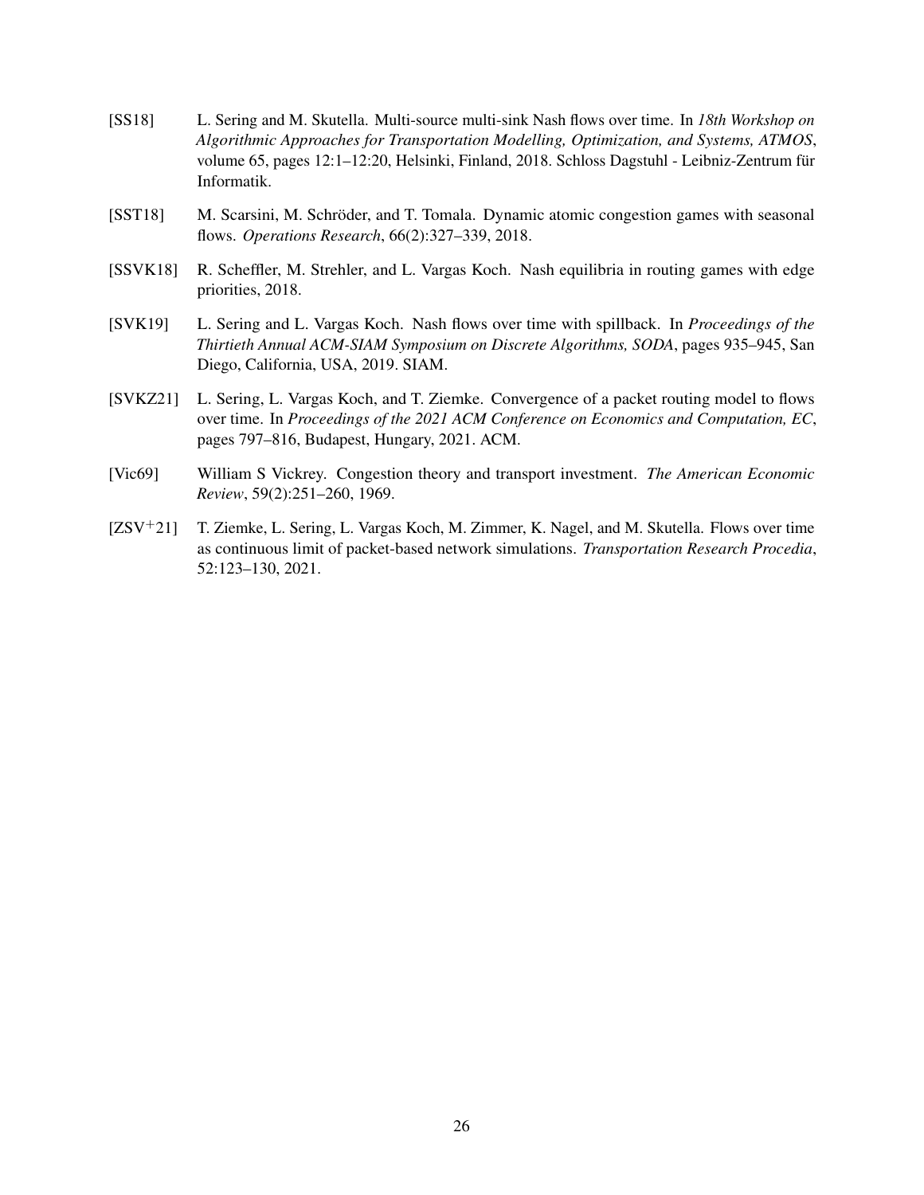[SS18] L. Sering and M. Skutella. Multi-source multi-sink Nash flows over time. In *18th Workshop on Algorithmic Approaches for Transportation Modelling, Optimization, and Systems, ATMOS*, volume 65, pages 12:1–12:20, Helsinki, Finland, 2018. Schloss Dagstuhl - Leibniz-Zentrum für Informatik.

[SST18] M. Scarsini, M. Schröder, and T. Tomala. Dynamic atomic congestion games with seasonal flows. *Operations Research*, 66(2):327–339, 2018.

[SSVK18] R. Scheffler, M. Strehler, and L. Vargas Koch. Nash equilibria in routing games with edge priorities, 2018.

[SVK19] L. Sering and L. Vargas Koch. Nash flows over time with spillback. In *Proceedings of the Thirtieth Annual ACM-SIAM Symposium on Discrete Algorithms, SODA*, pages 935–945, San Diego, California, USA, 2019. SIAM.

[SVKZ21] L. Sering, L. Vargas Koch, and T. Ziemke. Convergence of a packet routing model to flows over time. In *Proceedings of the 2021 ACM Conference on Economics and Computation, EC*, pages 797–816, Budapest, Hungary, 2021. ACM.

[Vic69] William S Vickrey. Congestion theory and transport investment. *The American Economic Review*, 59(2):251–260, 1969.

[ZSV+21] T. Ziemke, L. Sering, L. Vargas Koch, M. Zimmer, K. Nagel, and M. Skutella. Flows over time as continuous limit of packet-based network simulations. *Transportation Research Procedia*, 52:123–130, 2021.